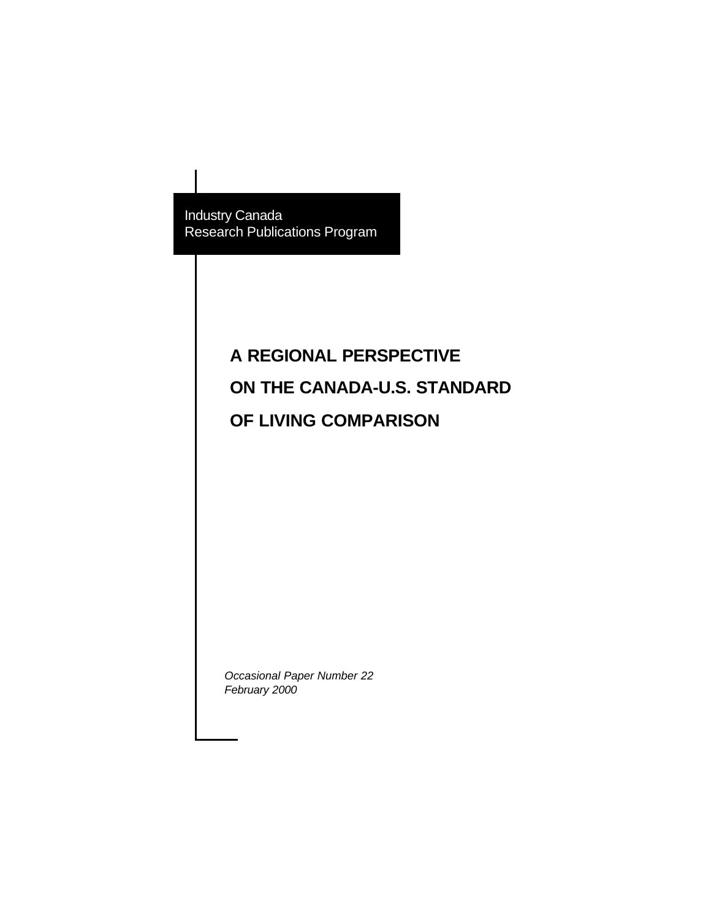Industry Canada
Research Publications Program

# A REGIONAL PERSPECTIVE ON THE CANADA-U.S. STANDARD OF LIVING COMPARISON

*Occasional Paper Number 22*
*February 2000*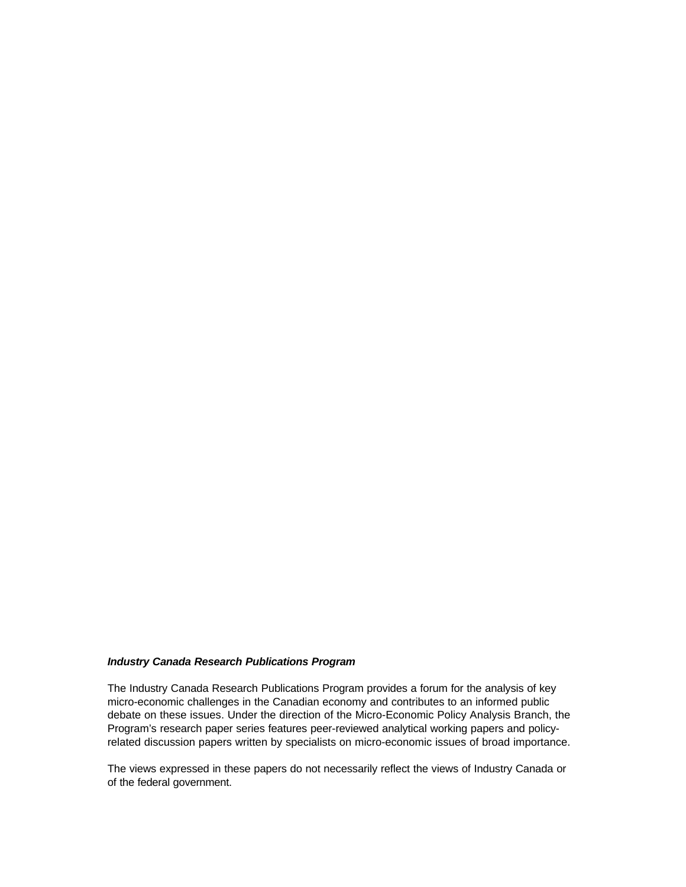***Industry Canada Research Publications Program***

The Industry Canada Research Publications Program provides a forum for the analysis of key micro-economic challenges in the Canadian economy and contributes to an informed public debate on these issues. Under the direction of the Micro-Economic Policy Analysis Branch, the Program's research paper series features peer-reviewed analytical working papers and policy-related discussion papers written by specialists on micro-economic issues of broad importance.

The views expressed in these papers do not necessarily reflect the views of Industry Canada or of the federal government.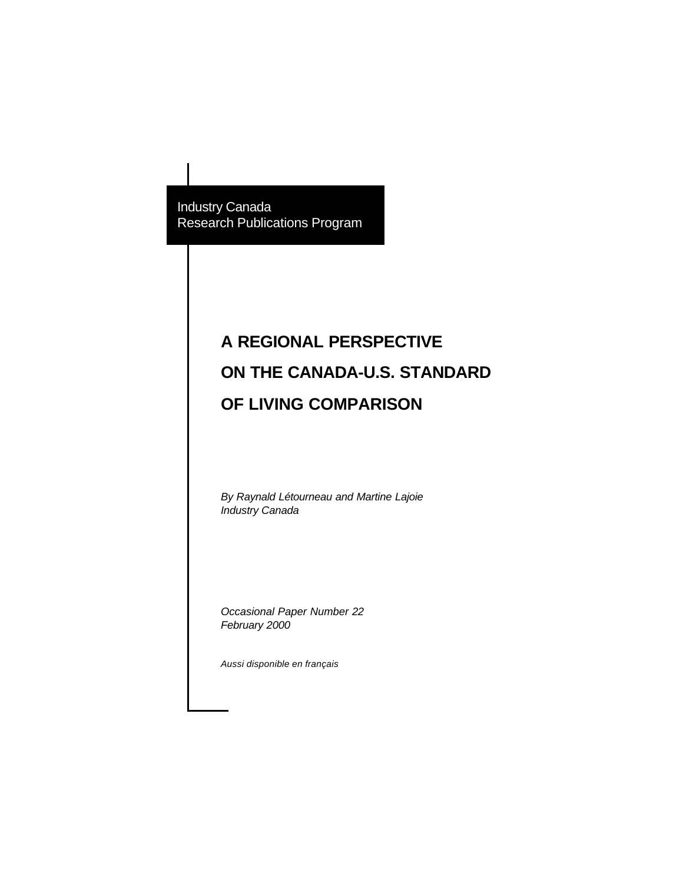Industry Canada
Research Publications Program

# A REGIONAL PERSPECTIVE ON THE CANADA-U.S. STANDARD OF LIVING COMPARISON

*By Raynald Létourneau and Martine Lajoie*
*Industry Canada*

*Occasional Paper Number 22*
*February 2000*

*Aussi disponible en français*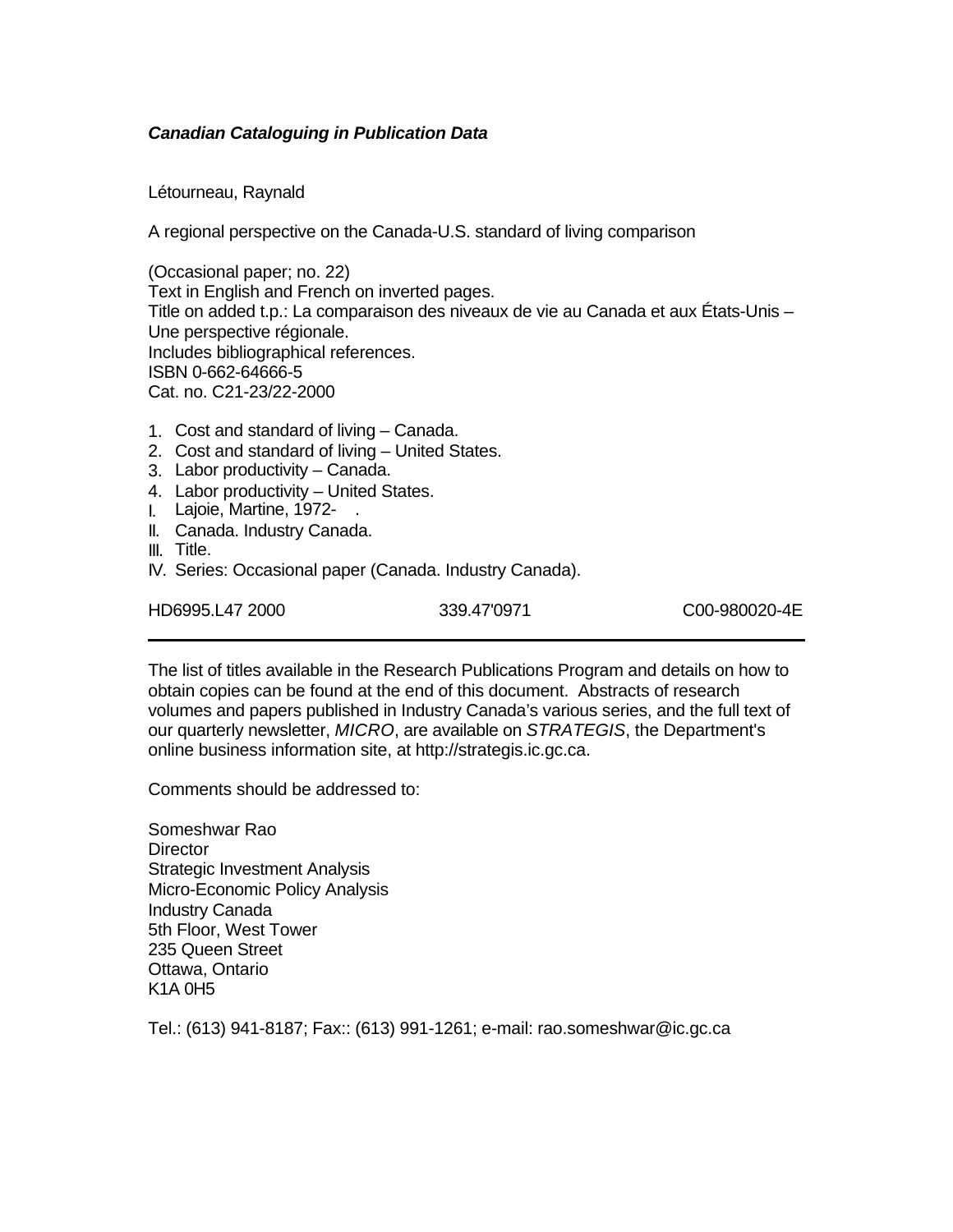***Canadian Cataloguing in Publication Data***

Létourneau, Raynald

A regional perspective on the Canada-U.S. standard of living comparison

(Occasional paper; no. 22)
Text in English and French on inverted pages.
Title on added t.p.: La comparaison des niveaux de vie au Canada et aux États-Unis – Une perspective régionale.
Includes bibliographical references.
ISBN 0-662-64666-5
Cat. no. C21-23/22-2000

1. Cost and standard of living – Canada.
2. Cost and standard of living – United States.
3. Labor productivity – Canada.
4. Labor productivity – United States.

I. Lajoie, Martine, 1972- .
II. Canada. Industry Canada.
III. Title.
IV. Series: Occasional paper (Canada. Industry Canada).

HD6995.L47 2000 339.47'0971 C00-980020-4E

---

The list of titles available in the Research Publications Program and details on how to obtain copies can be found at the end of this document. Abstracts of research volumes and papers published in Industry Canada's various series, and the full text of our quarterly newsletter, *MICRO*, are available on *STRATEGIS*, the Department's online business information site, at http://strategis.ic.gc.ca.

Comments should be addressed to:

Someshwar Rao
Director
Strategic Investment Analysis
Micro-Economic Policy Analysis
Industry Canada
5th Floor, West Tower
235 Queen Street
Ottawa, Ontario
K1A 0H5

Tel.: (613) 941-8187; Fax:: (613) 991-1261; e-mail: rao.someshwar@ic.gc.ca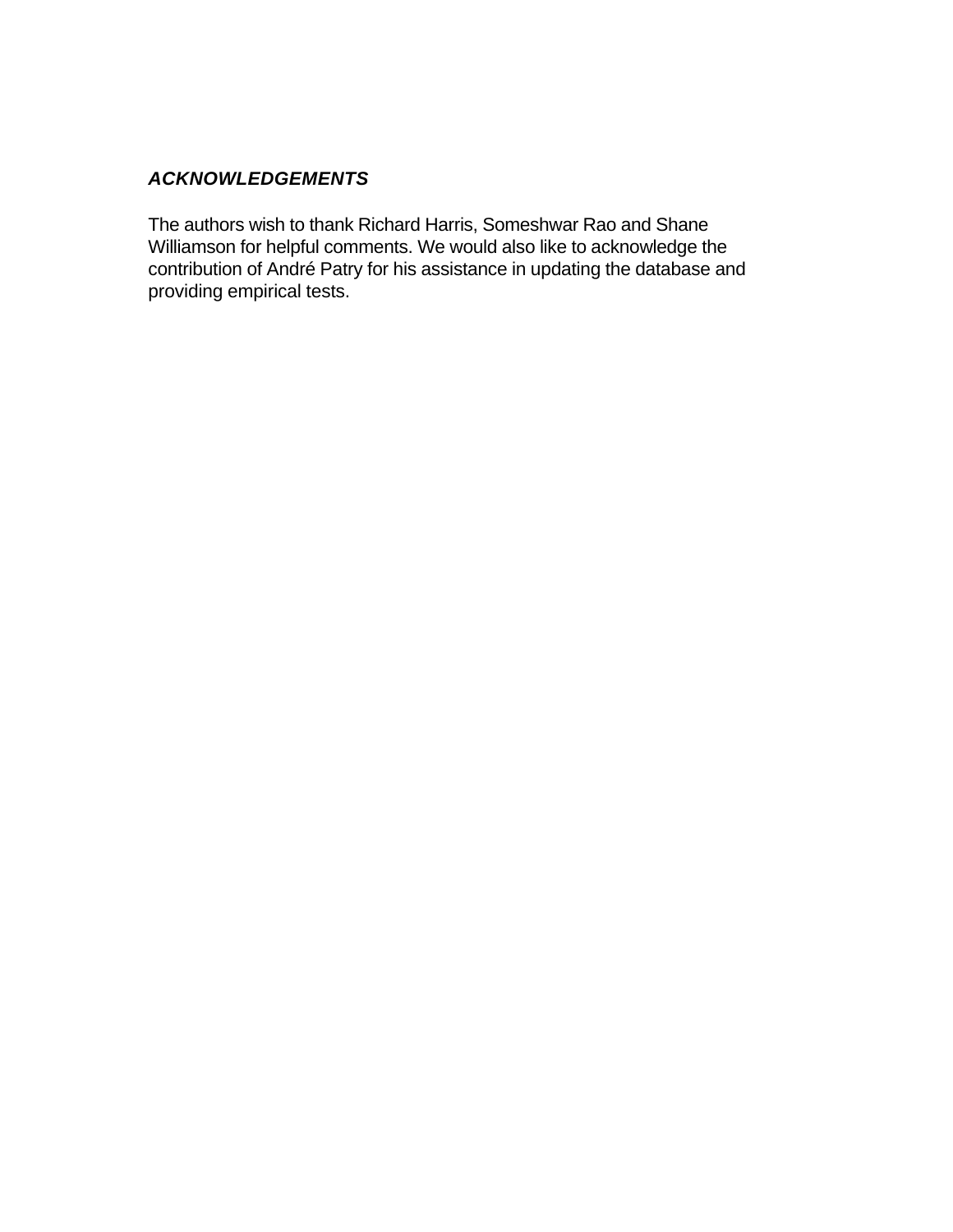## *ACKNOWLEDGEMENTS*

The authors wish to thank Richard Harris, Someshwar Rao and Shane Williamson for helpful comments. We would also like to acknowledge the contribution of André Patry for his assistance in updating the database and providing empirical tests.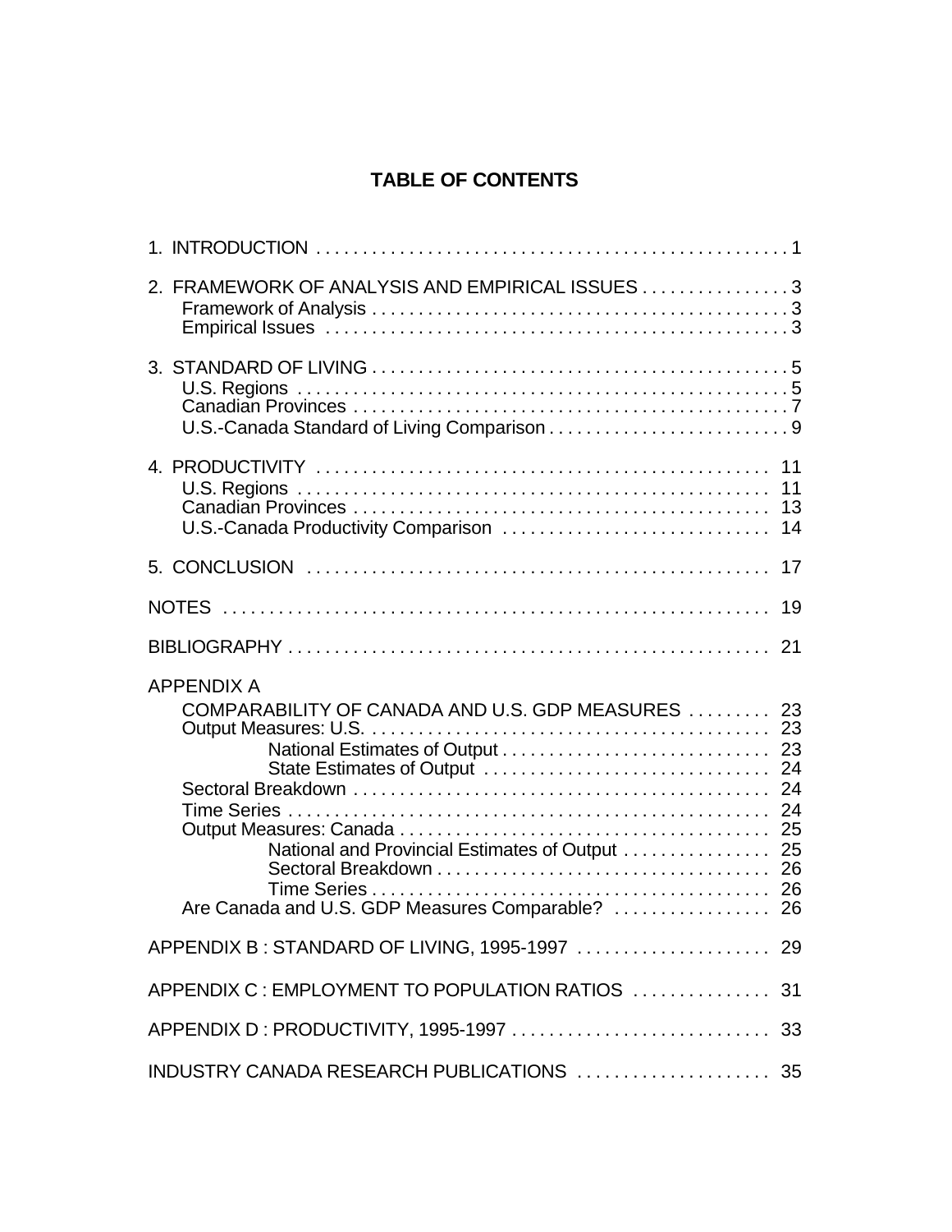# TABLE OF CONTENTS

1. INTRODUCTION . . . . . . . . . . . . . . . . . . . . . . . . . . . . . . . . . . . . . . . . . . . . . . . . . . 1

2. FRAMEWORK OF ANALYSIS AND EMPIRICAL ISSUES . . . . . . . . . . . . . . . . 3
   - Framework of Analysis . . . . . . . . . . . . . . . . . . . . . . . . . . . . . . . . . . . . . . . . . . . . . 3
   - Empirical Issues . . . . . . . . . . . . . . . . . . . . . . . . . . . . . . . . . . . . . . . . . . . . . . . . . 3

3. STANDARD OF LIVING . . . . . . . . . . . . . . . . . . . . . . . . . . . . . . . . . . . . . . . . . . . . 5
   - U.S. Regions . . . . . . . . . . . . . . . . . . . . . . . . . . . . . . . . . . . . . . . . . . . . . . . . . . . . 5
   - Canadian Provinces . . . . . . . . . . . . . . . . . . . . . . . . . . . . . . . . . . . . . . . . . . . . . . 7
   - U.S.-Canada Standard of Living Comparison . . . . . . . . . . . . . . . . . . . . . . . . . 9

4. PRODUCTIVITY . . . . . . . . . . . . . . . . . . . . . . . . . . . . . . . . . . . . . . . . . . . . . . . . 11
   - U.S. Regions . . . . . . . . . . . . . . . . . . . . . . . . . . . . . . . . . . . . . . . . . . . . . . . . . . 11
   - Canadian Provinces . . . . . . . . . . . . . . . . . . . . . . . . . . . . . . . . . . . . . . . . . . . . 13
   - U.S.-Canada Productivity Comparison . . . . . . . . . . . . . . . . . . . . . . . . . . . . 14

5. CONCLUSION . . . . . . . . . . . . . . . . . . . . . . . . . . . . . . . . . . . . . . . . . . . . . . . . . 17

NOTES . . . . . . . . . . . . . . . . . . . . . . . . . . . . . . . . . . . . . . . . . . . . . . . . . . . . . . . . . . 19

BIBLIOGRAPHY . . . . . . . . . . . . . . . . . . . . . . . . . . . . . . . . . . . . . . . . . . . . . . . . . . 21

APPENDIX A
- COMPARABILITY OF CANADA AND U.S. GDP MEASURES . . . . . . . . . 23
- Output Measures: U.S. . . . . . . . . . . . . . . . . . . . . . . . . . . . . . . . . . . . . . . . . . . 23
  - National Estimates of Output . . . . . . . . . . . . . . . . . . . . . . . . . . . . 23
  - State Estimates of Output . . . . . . . . . . . . . . . . . . . . . . . . . . . . . . 24
- Sectoral Breakdown . . . . . . . . . . . . . . . . . . . . . . . . . . . . . . . . . . . . . . . . . . . . 24
- Time Series . . . . . . . . . . . . . . . . . . . . . . . . . . . . . . . . . . . . . . . . . . . . . . . . . . . 24
- Output Measures: Canada . . . . . . . . . . . . . . . . . . . . . . . . . . . . . . . . . . . . . . . 25
  - National and Provincial Estimates of Output . . . . . . . . . . . . . . . . 25
  - Sectoral Breakdown . . . . . . . . . . . . . . . . . . . . . . . . . . . . . . . . . . . . 26
  - Time Series . . . . . . . . . . . . . . . . . . . . . . . . . . . . . . . . . . . . . . . . . . . 26
- Are Canada and U.S. GDP Measures Comparable? . . . . . . . . . . . . . . . . . 26

APPENDIX B : STANDARD OF LIVING, 1995-1997 . . . . . . . . . . . . . . . . . . . . . 29

APPENDIX C : EMPLOYMENT TO POPULATION RATIOS . . . . . . . . . . . . . . . 31

APPENDIX D : PRODUCTIVITY, 1995-1997 . . . . . . . . . . . . . . . . . . . . . . . . . . . . 33

INDUSTRY CANADA RESEARCH PUBLICATIONS . . . . . . . . . . . . . . . . . . . . . 35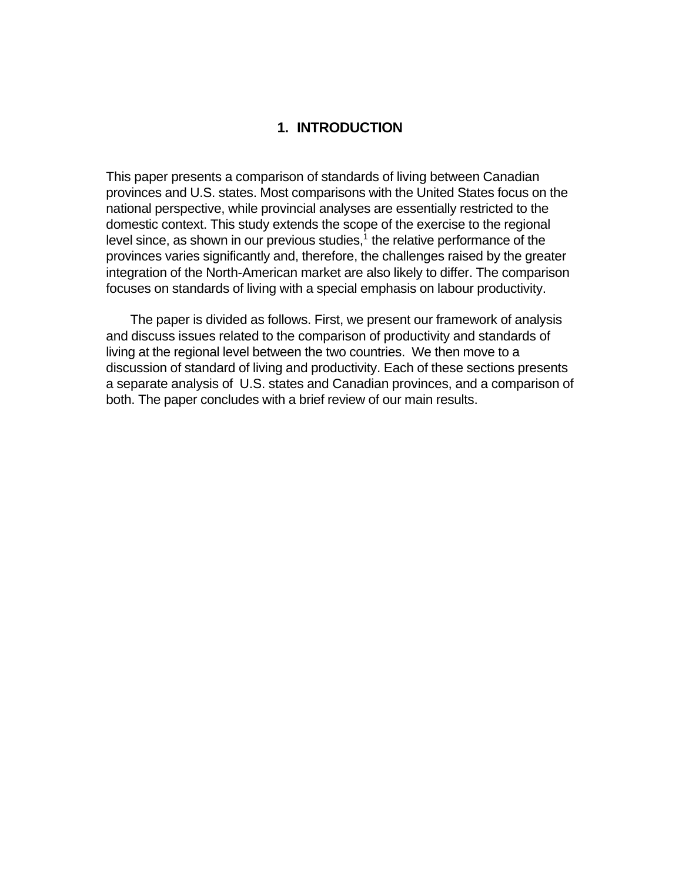# 1. INTRODUCTION

This paper presents a comparison of standards of living between Canadian provinces and U.S. states. Most comparisons with the United States focus on the national perspective, while provincial analyses are essentially restricted to the domestic context. This study extends the scope of the exercise to the regional level since, as shown in our previous studies,[1] the relative performance of the provinces varies significantly and, therefore, the challenges raised by the greater integration of the North-American market are also likely to differ. The comparison focuses on standards of living with a special emphasis on labour productivity.

The paper is divided as follows. First, we present our framework of analysis and discuss issues related to the comparison of productivity and standards of living at the regional level between the two countries. We then move to a discussion of standard of living and productivity. Each of these sections presents a separate analysis of U.S. states and Canadian provinces, and a comparison of both. The paper concludes with a brief review of our main results.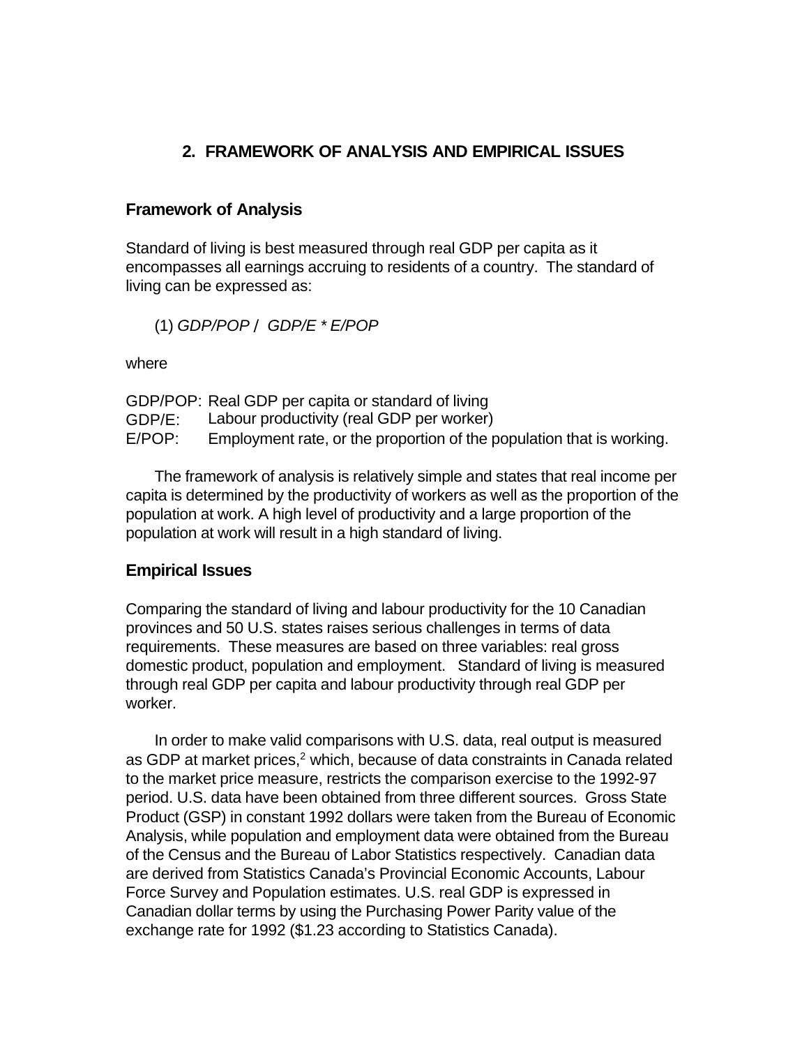## 2. FRAMEWORK OF ANALYSIS AND EMPIRICAL ISSUES

### Framework of Analysis

Standard of living is best measured through real GDP per capita as it encompasses all earnings accruing to residents of a country. The standard of living can be expressed as:

(1) *GDP/POP* / *GDP/E \* E/POP*

where

GDP/POP: Real GDP per capita or standard of living
GDP/E: Labour productivity (real GDP per worker)
E/POP: Employment rate, or the proportion of the population that is working.

The framework of analysis is relatively simple and states that real income per capita is determined by the productivity of workers as well as the proportion of the population at work. A high level of productivity and a large proportion of the population at work will result in a high standard of living.

### Empirical Issues

Comparing the standard of living and labour productivity for the 10 Canadian provinces and 50 U.S. states raises serious challenges in terms of data requirements. These measures are based on three variables: real gross domestic product, population and employment. Standard of living is measured through real GDP per capita and labour productivity through real GDP per worker.

In order to make valid comparisons with U.S. data, real output is measured as GDP at market prices,[2] which, because of data constraints in Canada related to the market price measure, restricts the comparison exercise to the 1992-97 period. U.S. data have been obtained from three different sources. Gross State Product (GSP) in constant 1992 dollars were taken from the Bureau of Economic Analysis, while population and employment data were obtained from the Bureau of the Census and the Bureau of Labor Statistics respectively. Canadian data are derived from Statistics Canada's Provincial Economic Accounts, Labour Force Survey and Population estimates. U.S. real GDP is expressed in Canadian dollar terms by using the Purchasing Power Parity value of the exchange rate for 1992 ($1.23 according to Statistics Canada).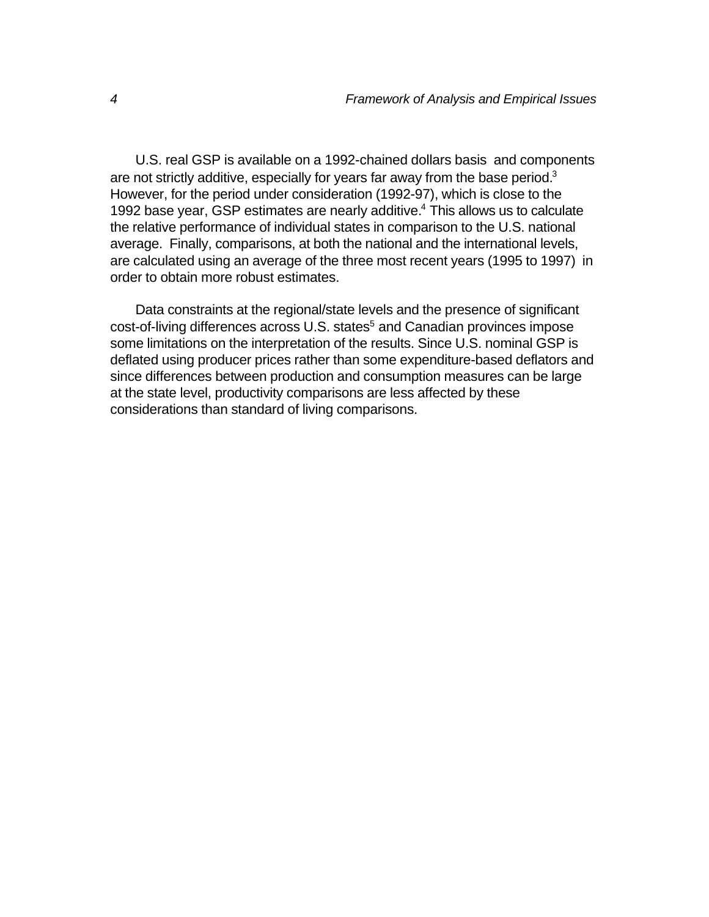U.S. real GSP is available on a 1992-chained dollars basis and components are not strictly additive, especially for years far away from the base period.[3] However, for the period under consideration (1992-97), which is close to the 1992 base year, GSP estimates are nearly additive.[4] This allows us to calculate the relative performance of individual states in comparison to the U.S. national average. Finally, comparisons, at both the national and the international levels, are calculated using an average of the three most recent years (1995 to 1997) in order to obtain more robust estimates.

Data constraints at the regional/state levels and the presence of significant cost-of-living differences across U.S. states[5] and Canadian provinces impose some limitations on the interpretation of the results. Since U.S. nominal GSP is deflated using producer prices rather than some expenditure-based deflators and since differences between production and consumption measures can be large at the state level, productivity comparisons are less affected by these considerations than standard of living comparisons.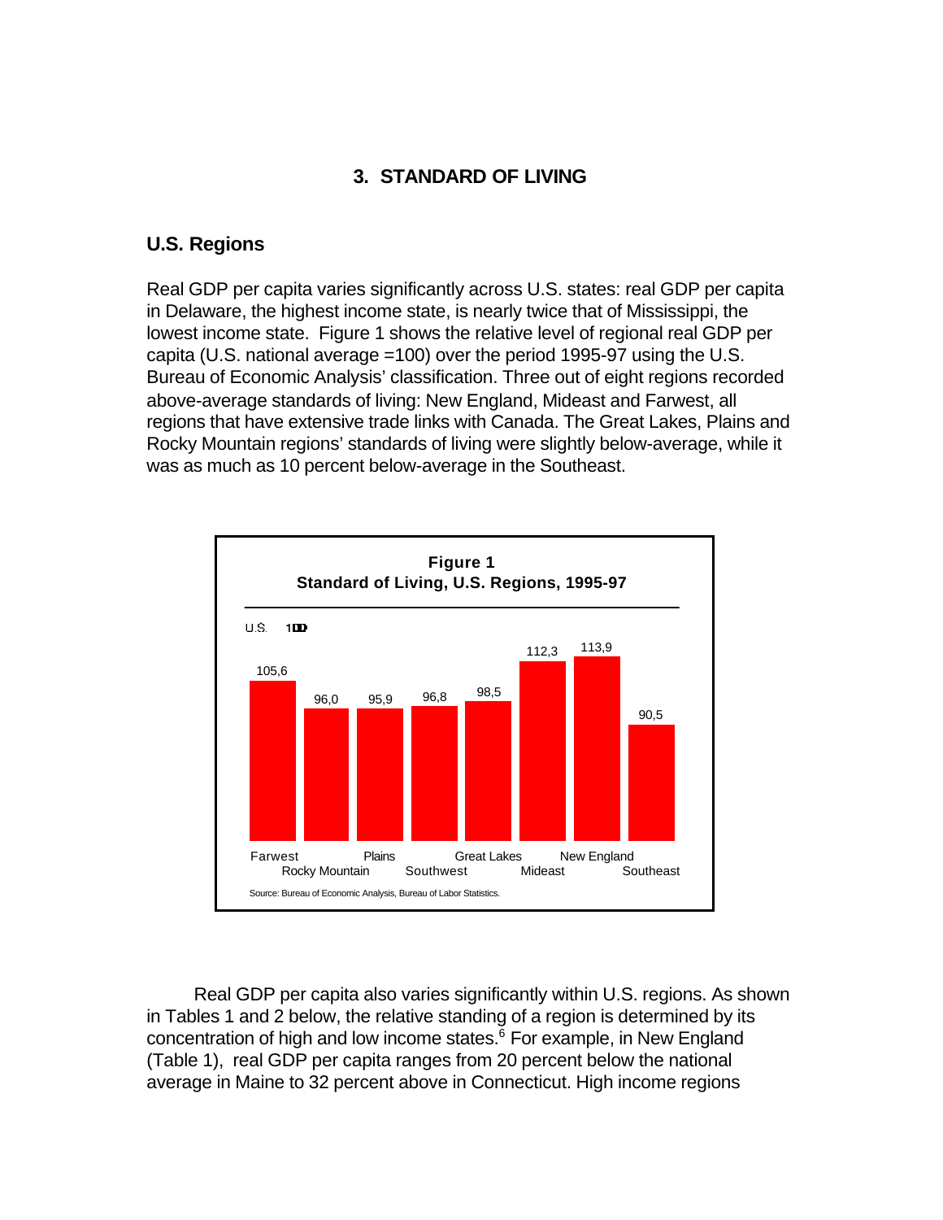## 3. STANDARD OF LIVING

### U.S. Regions

Real GDP per capita varies significantly across U.S. states: real GDP per capita in Delaware, the highest income state, is nearly twice that of Mississippi, the lowest income state. Figure 1 shows the relative level of regional real GDP per capita (U.S. national average =100) over the period 1995-97 using the U.S. Bureau of Economic Analysis' classification. Three out of eight regions recorded above-average standards of living: New England, Mideast and Farwest, all regions that have extensive trade links with Canada. The Great Lakes, Plains and Rocky Mountain regions' standards of living were slightly below-average, while it was as much as 10 percent below-average in the Southeast.

**Figure 1**
**Standard of Living, U.S. Regions, 1995-97**

U.S. = 100

| Region | Value |
|---|---|
| Farwest | 105,6 |
| Rocky Mountain | 96,0 |
| Plains | 95,9 |
| Southwest | 96,8 |
| Great Lakes | 98,5 |
| Mideast | 112,3 |
| New England | 113,9 |
| Southeast | 90,5 |

Source: Bureau of Economic Analysis, Bureau of Labor Statistics.

Real GDP per capita also varies significantly within U.S. regions. As shown in Tables 1 and 2 below, the relative standing of a region is determined by its concentration of high and low income states.[6] For example, in New England (Table 1), real GDP per capita ranges from 20 percent below the national average in Maine to 32 percent above in Connecticut. High income regions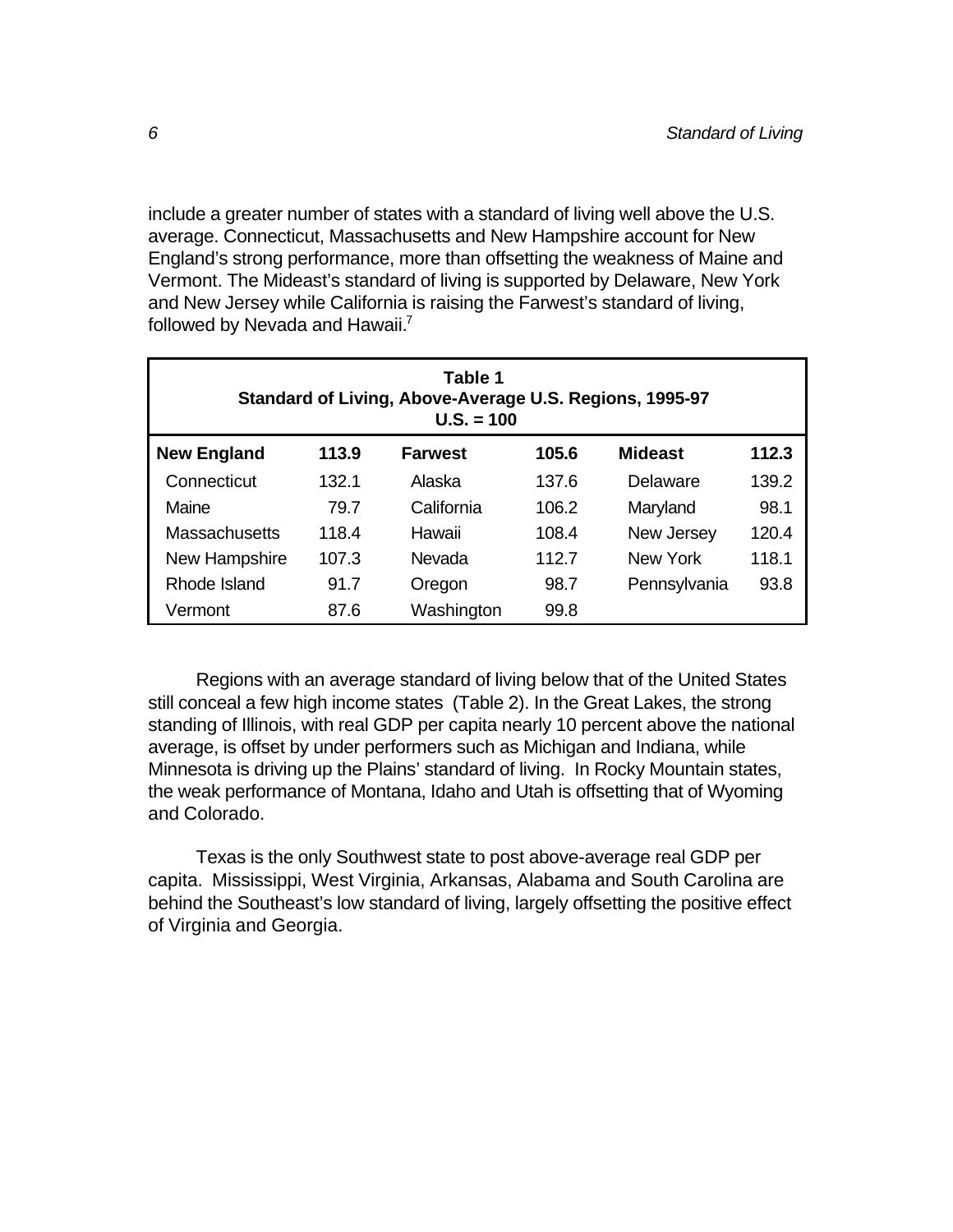include a greater number of states with a standard of living well above the U.S. average. Connecticut, Massachusetts and New Hampshire account for New England's strong performance, more than offsetting the weakness of Maine and Vermont. The Mideast's standard of living is supported by Delaware, New York and New Jersey while California is raising the Farwest's standard of living, followed by Nevada and Hawaii.[7]

**Table 1**
**Standard of Living, Above-Average U.S. Regions, 1995-97**
**U.S. = 100**

| **New England** | **113.9** | **Farwest** | **105.6** | **Mideast** | **112.3** |
|---|---|---|---|---|---|
| Connecticut | 132.1 | Alaska | 137.6 | Delaware | 139.2 |
| Maine | 79.7 | California | 106.2 | Maryland | 98.1 |
| Massachusetts | 118.4 | Hawaii | 108.4 | New Jersey | 120.4 |
| New Hampshire | 107.3 | Nevada | 112.7 | New York | 118.1 |
| Rhode Island | 91.7 | Oregon | 98.7 | Pennsylvania | 93.8 |
| Vermont | 87.6 | Washington | 99.8 | | |

Regions with an average standard of living below that of the United States still conceal a few high income states (Table 2). In the Great Lakes, the strong standing of Illinois, with real GDP per capita nearly 10 percent above the national average, is offset by under performers such as Michigan and Indiana, while Minnesota is driving up the Plains' standard of living. In Rocky Mountain states, the weak performance of Montana, Idaho and Utah is offsetting that of Wyoming and Colorado.

Texas is the only Southwest state to post above-average real GDP per capita. Mississippi, West Virginia, Arkansas, Alabama and South Carolina are behind the Southeast's low standard of living, largely offsetting the positive effect of Virginia and Georgia.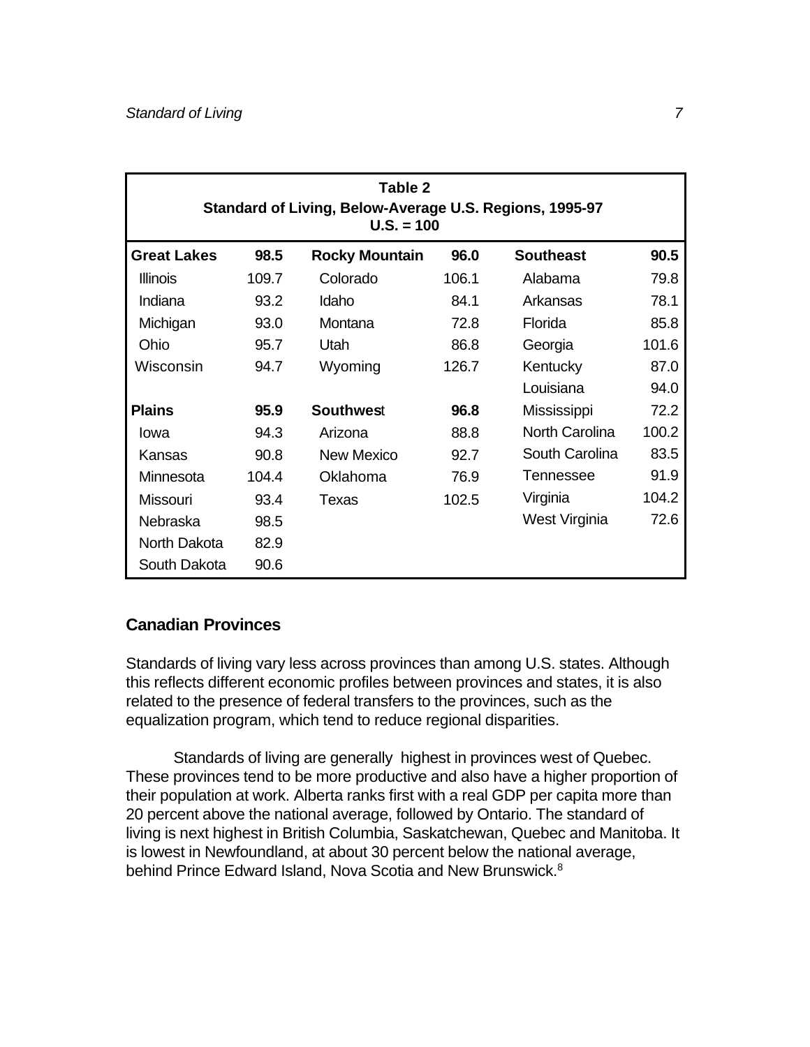**Table 2**
**Standard of Living, Below-Average U.S. Regions, 1995-97**
**U.S. = 100**

| **Great Lakes** | **98.5** | **Rocky Mountain** | **96.0** | **Southeast** | **90.5** |
|---|---|---|---|---|---|
| Illinois | 109.7 | Colorado | 106.1 | Alabama | 79.8 |
| Indiana | 93.2 | Idaho | 84.1 | Arkansas | 78.1 |
| Michigan | 93.0 | Montana | 72.8 | Florida | 85.8 |
| Ohio | 95.7 | Utah | 86.8 | Georgia | 101.6 |
| Wisconsin | 94.7 | Wyoming | 126.7 | Kentucky | 87.0 |
| | | | | Louisiana | 94.0 |
| **Plains** | **95.9** | **Southwest** | **96.8** | Mississippi | 72.2 |
| Iowa | 94.3 | Arizona | 88.8 | North Carolina | 100.2 |
| Kansas | 90.8 | New Mexico | 92.7 | South Carolina | 83.5 |
| Minnesota | 104.4 | Oklahoma | 76.9 | Tennessee | 91.9 |
| Missouri | 93.4 | Texas | 102.5 | Virginia | 104.2 |
| Nebraska | 98.5 | | | West Virginia | 72.6 |
| North Dakota | 82.9 | | | | |
| South Dakota | 90.6 | | | | |

## Canadian Provinces

Standards of living vary less across provinces than among U.S. states. Although this reflects different economic profiles between provinces and states, it is also related to the presence of federal transfers to the provinces, such as the equalization program, which tend to reduce regional disparities.

Standards of living are generally highest in provinces west of Quebec. These provinces tend to be more productive and also have a higher proportion of their population at work. Alberta ranks first with a real GDP per capita more than 20 percent above the national average, followed by Ontario. The standard of living is next highest in British Columbia, Saskatchewan, Quebec and Manitoba. It is lowest in Newfoundland, at about 30 percent below the national average, behind Prince Edward Island, Nova Scotia and New Brunswick.[8]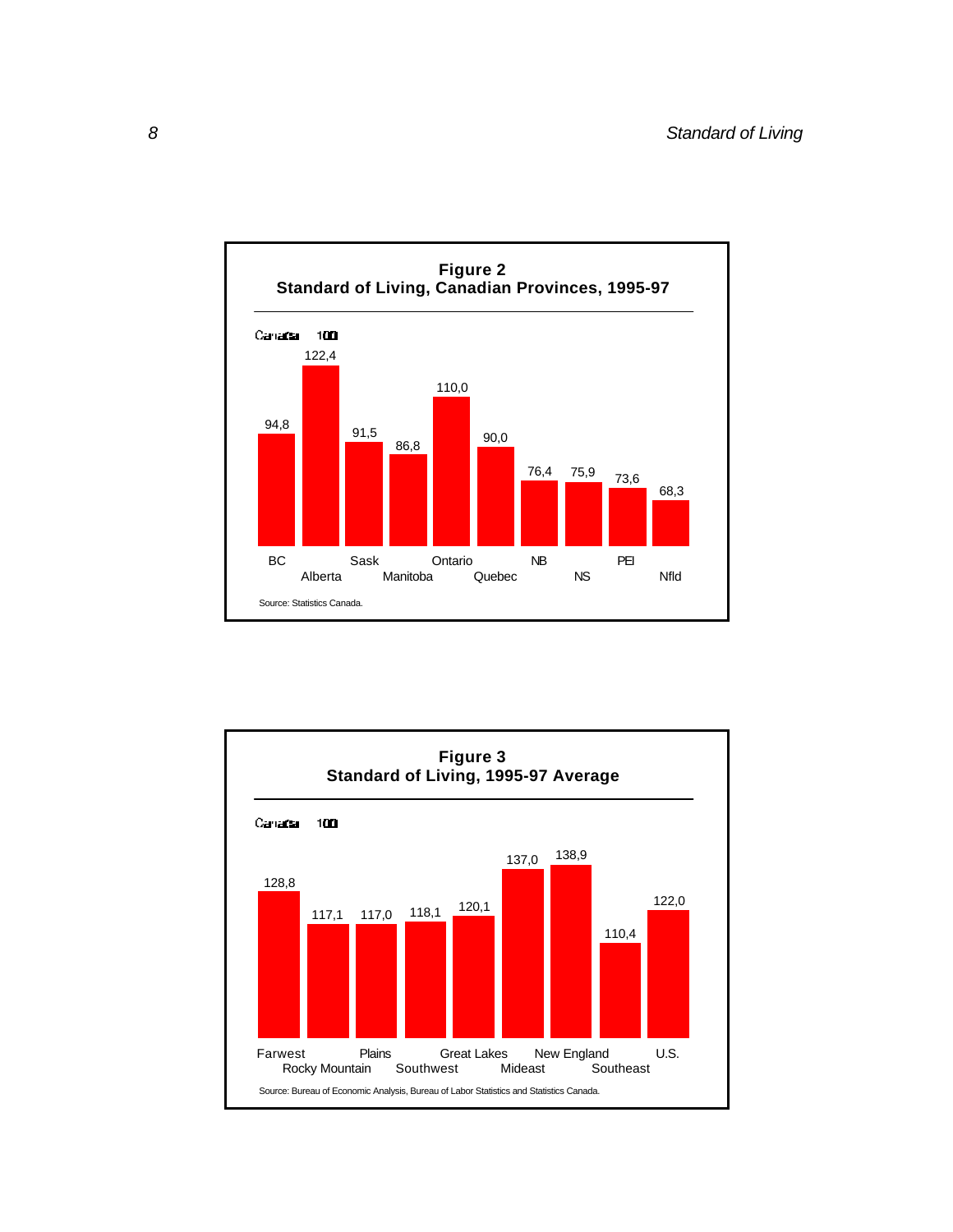**Figure 2**
**Standard of Living, Canadian Provinces, 1995-97**

Canada = 100

| BC | Alberta | Sask | Manitoba | Ontario | Quebec | NB | NS | PEI | Nfld |
|---|---|---|---|---|---|---|---|---|---|
| 94,8 | 122,4 | 91,5 | 86,8 | 110,0 | 90,0 | 76,4 | 75,9 | 73,6 | 68,3 |

Source: Statistics Canada.

**Figure 3**
**Standard of Living, 1995-97 Average**

Canada = 100

| Farwest | Rocky Mountain | Plains | Southwest | Great Lakes | Mideast | New England | Southeast | U.S. |
|---|---|---|---|---|---|---|---|---|
| 128,8 | 117,1 | 117,0 | 118,1 | 120,1 | 137,0 | 138,9 | 110,4 | 122,0 |

Source: Bureau of Economic Analysis, Bureau of Labor Statistics and Statistics Canada.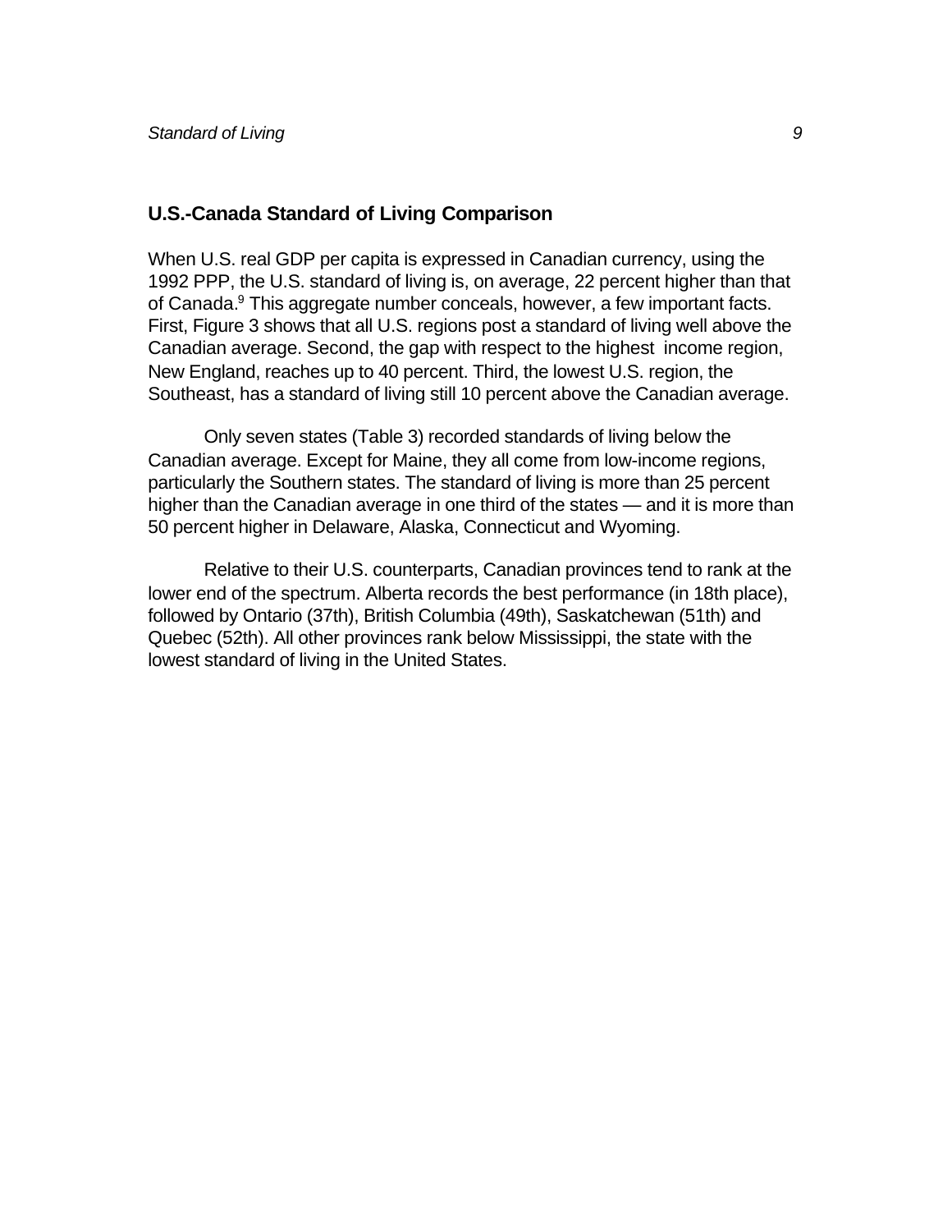## U.S.-Canada Standard of Living Comparison

When U.S. real GDP per capita is expressed in Canadian currency, using the 1992 PPP, the U.S. standard of living is, on average, 22 percent higher than that of Canada.[9] This aggregate number conceals, however, a few important facts. First, Figure 3 shows that all U.S. regions post a standard of living well above the Canadian average. Second, the gap with respect to the highest income region, New England, reaches up to 40 percent. Third, the lowest U.S. region, the Southeast, has a standard of living still 10 percent above the Canadian average.

Only seven states (Table 3) recorded standards of living below the Canadian average. Except for Maine, they all come from low-income regions, particularly the Southern states. The standard of living is more than 25 percent higher than the Canadian average in one third of the states — and it is more than 50 percent higher in Delaware, Alaska, Connecticut and Wyoming.

Relative to their U.S. counterparts, Canadian provinces tend to rank at the lower end of the spectrum. Alberta records the best performance (in 18th place), followed by Ontario (37th), British Columbia (49th), Saskatchewan (51th) and Quebec (52th). All other provinces rank below Mississippi, the state with the lowest standard of living in the United States.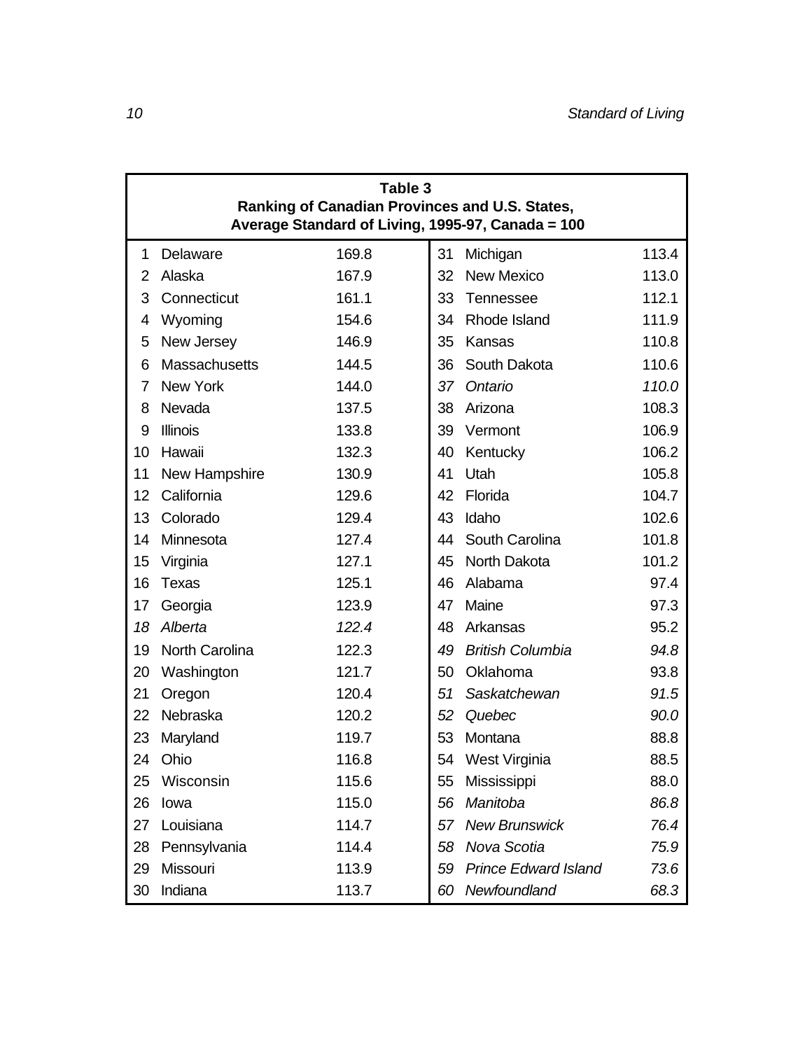**Table 3**
**Ranking of Canadian Provinces and U.S. States, Average Standard of Living, 1995-97, Canada = 100**

| | | | | | |
|---|---|---|---|---|---|
| 1 | Delaware | 169.8 | 31 | Michigan | 113.4 |
| 2 | Alaska | 167.9 | 32 | New Mexico | 113.0 |
| 3 | Connecticut | 161.1 | 33 | Tennessee | 112.1 |
| 4 | Wyoming | 154.6 | 34 | Rhode Island | 111.9 |
| 5 | New Jersey | 146.9 | 35 | Kansas | 110.8 |
| 6 | Massachusetts | 144.5 | 36 | South Dakota | 110.6 |
| 7 | New York | 144.0 | *37* | *Ontario* | *110.0* |
| 8 | Nevada | 137.5 | 38 | Arizona | 108.3 |
| 9 | Illinois | 133.8 | 39 | Vermont | 106.9 |
| 10 | Hawaii | 132.3 | 40 | Kentucky | 106.2 |
| 11 | New Hampshire | 130.9 | 41 | Utah | 105.8 |
| 12 | California | 129.6 | 42 | Florida | 104.7 |
| 13 | Colorado | 129.4 | 43 | Idaho | 102.6 |
| 14 | Minnesota | 127.4 | 44 | South Carolina | 101.8 |
| 15 | Virginia | 127.1 | 45 | North Dakota | 101.2 |
| 16 | Texas | 125.1 | 46 | Alabama | 97.4 |
| 17 | Georgia | 123.9 | 47 | Maine | 97.3 |
| *18* | *Alberta* | *122.4* | 48 | Arkansas | 95.2 |
| 19 | North Carolina | 122.3 | *49* | *British Columbia* | *94.8* |
| 20 | Washington | 121.7 | 50 | Oklahoma | 93.8 |
| 21 | Oregon | 120.4 | *51* | *Saskatchewan* | *91.5* |
| 22 | Nebraska | 120.2 | *52* | *Quebec* | *90.0* |
| 23 | Maryland | 119.7 | 53 | Montana | 88.8 |
| 24 | Ohio | 116.8 | 54 | West Virginia | 88.5 |
| 25 | Wisconsin | 115.6 | 55 | Mississippi | 88.0 |
| 26 | Iowa | 115.0 | *56* | *Manitoba* | *86.8* |
| 27 | Louisiana | 114.7 | *57* | *New Brunswick* | *76.4* |
| 28 | Pennsylvania | 114.4 | *58* | *Nova Scotia* | *75.9* |
| 29 | Missouri | 113.9 | *59* | *Prince Edward Island* | *73.6* |
| 30 | Indiana | 113.7 | *60* | *Newfoundland* | *68.3* |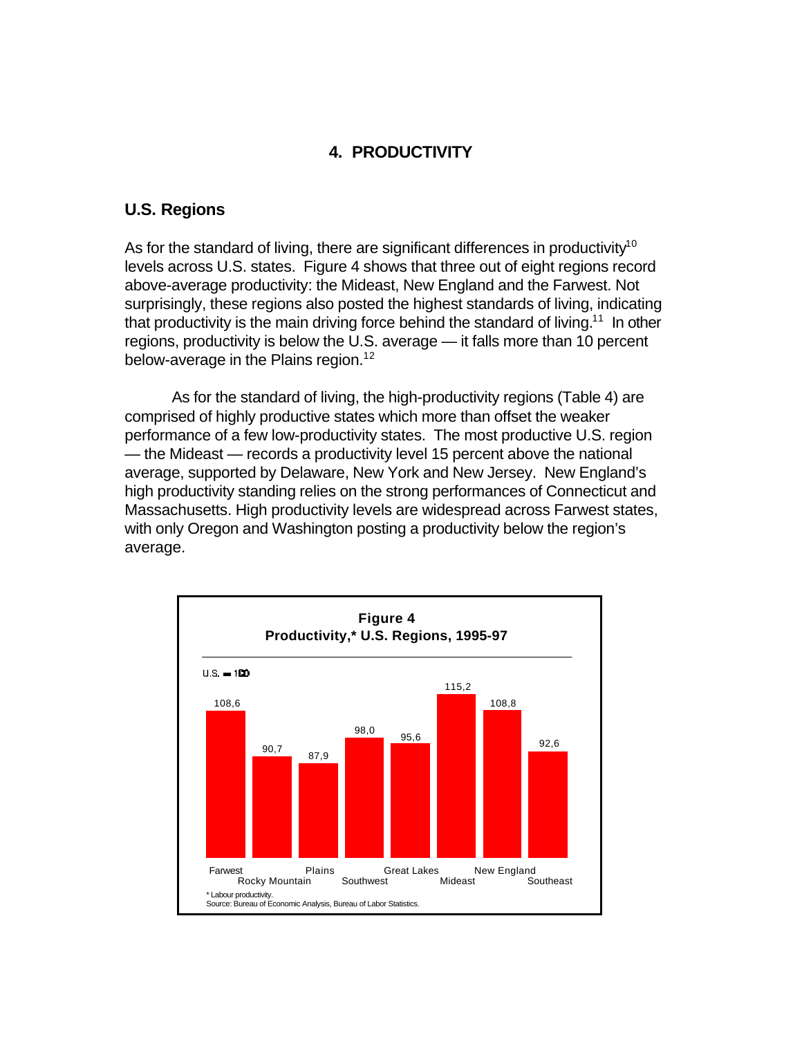# 4. PRODUCTIVITY

## U.S. Regions

As for the standard of living, there are significant differences in productivity[10] levels across U.S. states. Figure 4 shows that three out of eight regions record above-average productivity: the Mideast, New England and the Farwest. Not surprisingly, these regions also posted the highest standards of living, indicating that productivity is the main driving force behind the standard of living.[11] In other regions, productivity is below the U.S. average — it falls more than 10 percent below-average in the Plains region.[12]

As for the standard of living, the high-productivity regions (Table 4) are comprised of highly productive states which more than offset the weaker performance of a few low-productivity states. The most productive U.S. region — the Mideast — records a productivity level 15 percent above the national average, supported by Delaware, New York and New Jersey. New England's high productivity standing relies on the strong performances of Connecticut and Massachusetts. High productivity levels are widespread across Farwest states, with only Oregon and Washington posting a productivity below the region's average.

**Figure 4**
**Productivity,* U.S. Regions, 1995-97**

U.S. = 100

| Region | Productivity |
|---|---|
| Farwest | 108,6 |
| Rocky Mountain | 90,7 |
| Plains | 87,9 |
| Southwest | 98,0 |
| Great Lakes | 95,6 |
| Mideast | 115,2 |
| New England | 108,8 |
| Southeast | 92,6 |

\* Labour productivity.
Source: Bureau of Economic Analysis, Bureau of Labor Statistics.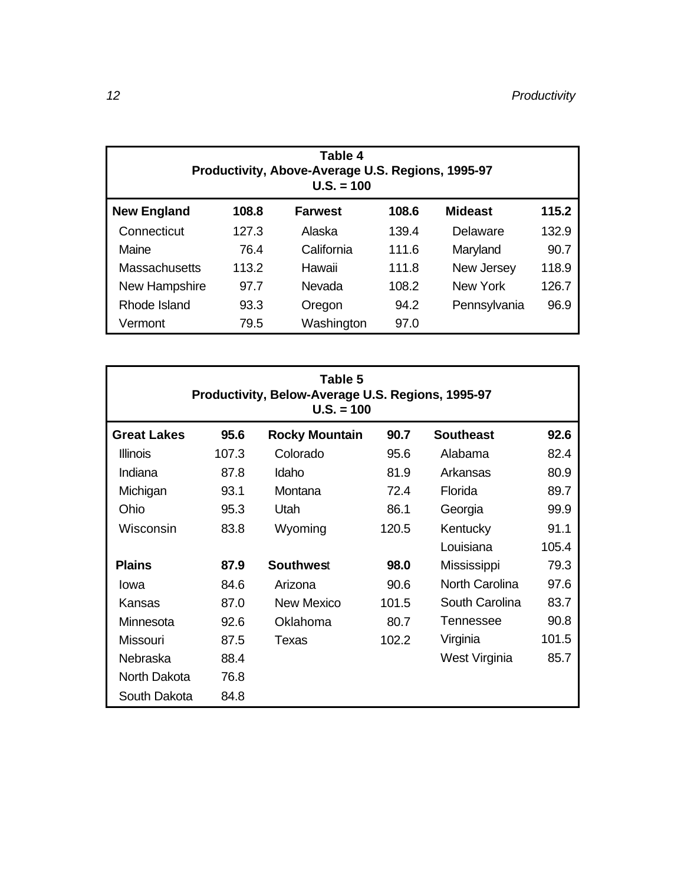**Table 4**
**Productivity, Above-Average U.S. Regions, 1995-97**
**U.S. = 100**

| **New England** | **108.8** | **Farwest** | **108.6** | **Mideast** | **115.2** |
|---|---|---|---|---|---|
| Connecticut | 127.3 | Alaska | 139.4 | Delaware | 132.9 |
| Maine | 76.4 | California | 111.6 | Maryland | 90.7 |
| Massachusetts | 113.2 | Hawaii | 111.8 | New Jersey | 118.9 |
| New Hampshire | 97.7 | Nevada | 108.2 | New York | 126.7 |
| Rhode Island | 93.3 | Oregon | 94.2 | Pennsylvania | 96.9 |
| Vermont | 79.5 | Washington | 97.0 | | |

**Table 5**
**Productivity, Below-Average U.S. Regions, 1995-97**
**U.S. = 100**

| **Great Lakes** | **95.6** | **Rocky Mountain** | **90.7** | **Southeast** | **92.6** |
|---|---|---|---|---|---|
| Illinois | 107.3 | Colorado | 95.6 | Alabama | 82.4 |
| Indiana | 87.8 | Idaho | 81.9 | Arkansas | 80.9 |
| Michigan | 93.1 | Montana | 72.4 | Florida | 89.7 |
| Ohio | 95.3 | Utah | 86.1 | Georgia | 99.9 |
| Wisconsin | 83.8 | Wyoming | 120.5 | Kentucky | 91.1 |
| | | | | Louisiana | 105.4 |
| **Plains** | **87.9** | **Southwest** | **98.0** | Mississippi | 79.3 |
| Iowa | 84.6 | Arizona | 90.6 | North Carolina | 97.6 |
| Kansas | 87.0 | New Mexico | 101.5 | South Carolina | 83.7 |
| Minnesota | 92.6 | Oklahoma | 80.7 | Tennessee | 90.8 |
| Missouri | 87.5 | Texas | 102.2 | Virginia | 101.5 |
| Nebraska | 88.4 | | | West Virginia | 85.7 |
| North Dakota | 76.8 | | | | |
| South Dakota | 84.8 | | | | |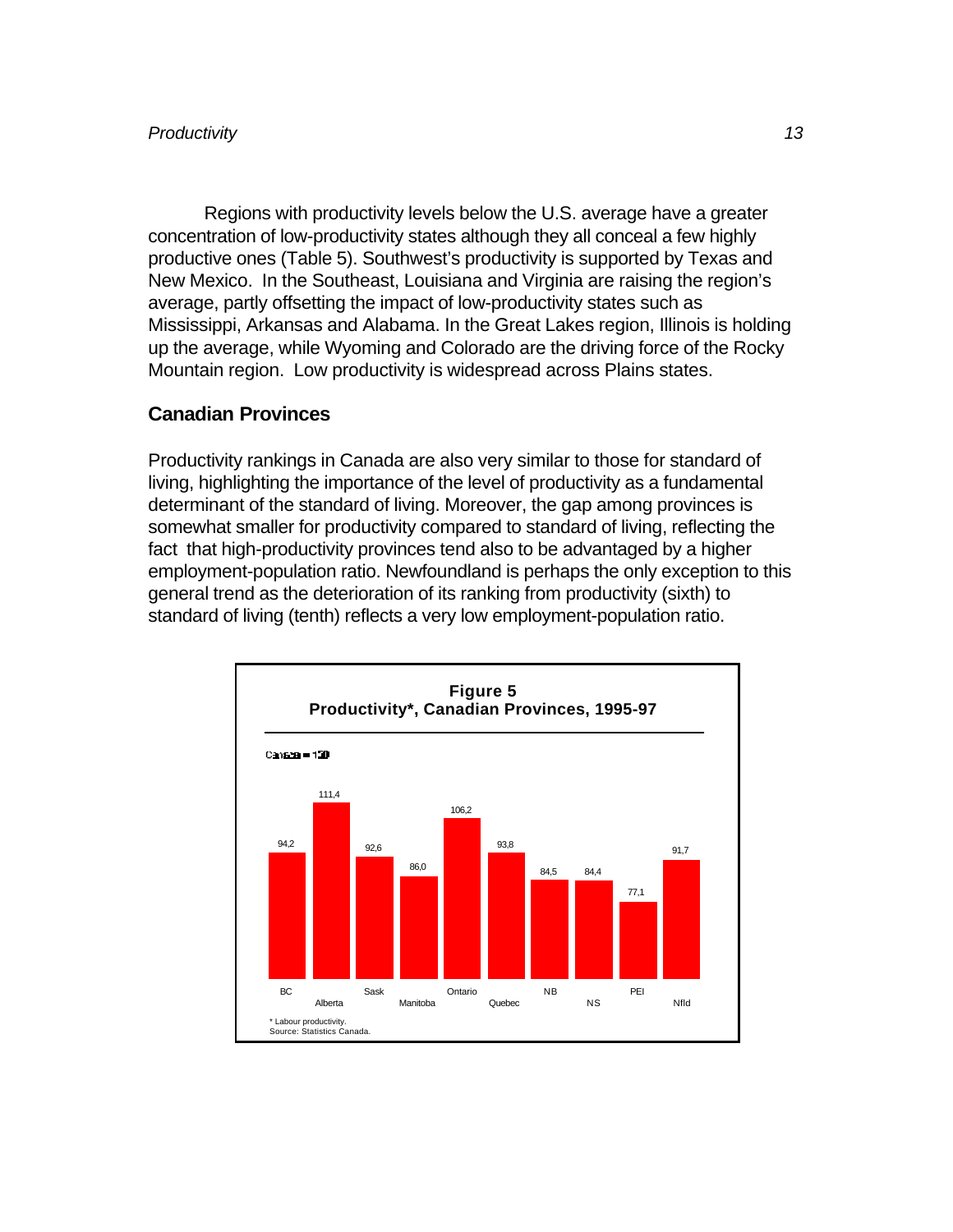Regions with productivity levels below the U.S. average have a greater concentration of low-productivity states although they all conceal a few highly productive ones (Table 5). Southwest's productivity is supported by Texas and New Mexico. In the Southeast, Louisiana and Virginia are raising the region's average, partly offsetting the impact of low-productivity states such as Mississippi, Arkansas and Alabama. In the Great Lakes region, Illinois is holding up the average, while Wyoming and Colorado are the driving force of the Rocky Mountain region. Low productivity is widespread across Plains states.

## Canadian Provinces

Productivity rankings in Canada are also very similar to those for standard of living, highlighting the importance of the level of productivity as a fundamental determinant of the standard of living. Moreover, the gap among provinces is somewhat smaller for productivity compared to standard of living, reflecting the fact that high-productivity provinces tend also to be advantaged by a higher employment-population ratio. Newfoundland is perhaps the only exception to this general trend as the deterioration of its ranking from productivity (sixth) to standard of living (tenth) reflects a very low employment-population ratio.

**Figure 5**
**Productivity*, Canadian Provinces, 1995-97**

Canada = 100

| BC | Alberta | Sask | Manitoba | Ontario | Quebec | NB | NS | PEI | Nfld |
|---|---|---|---|---|---|---|---|---|---|
| 94,2 | 111,4 | 92,6 | 86,0 | 106,2 | 93,8 | 84,5 | 84,4 | 77,1 | 91,7 |

\* Labour productivity.
Source: Statistics Canada.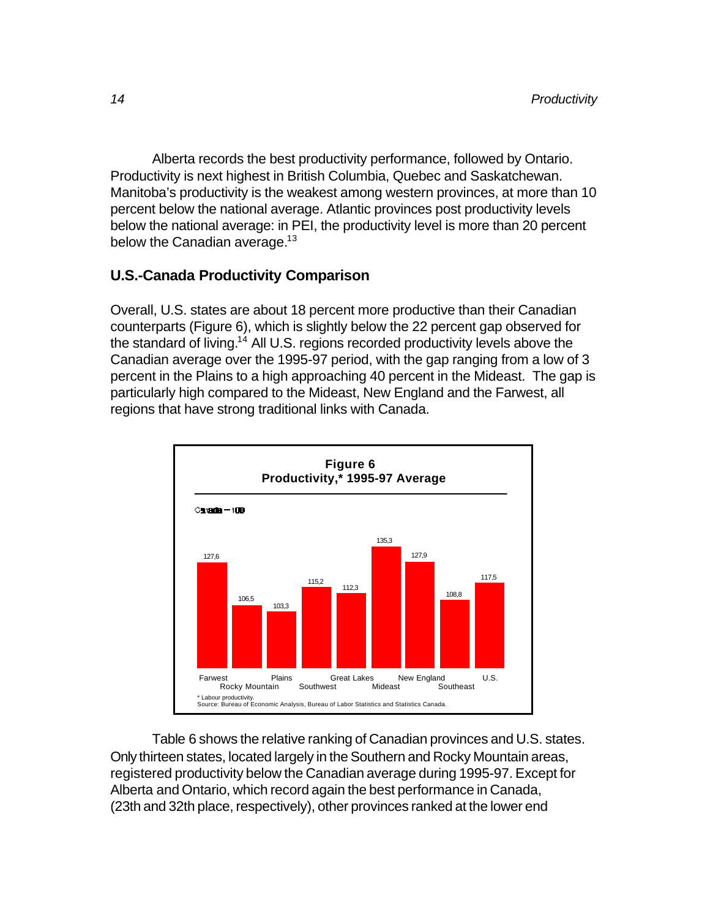Alberta records the best productivity performance, followed by Ontario. Productivity is next highest in British Columbia, Quebec and Saskatchewan. Manitoba's productivity is the weakest among western provinces, at more than 10 percent below the national average. Atlantic provinces post productivity levels below the national average: in PEI, the productivity level is more than 20 percent below the Canadian average.[13]

## U.S.-Canada Productivity Comparison

Overall, U.S. states are about 18 percent more productive than their Canadian counterparts (Figure 6), which is slightly below the 22 percent gap observed for the standard of living.[14] All U.S. regions recorded productivity levels above the Canadian average over the 1995-97 period, with the gap ranging from a low of 3 percent in the Plains to a high approaching 40 percent in the Mideast. The gap is particularly high compared to the Mideast, New England and the Farwest, all regions that have strong traditional links with Canada.

**Figure 6**
**Productivity,* 1995-97 Average**

Canada = 100

| Region | Productivity |
|---|---|
| Farwest | 127,6 |
| Rocky Mountain | 106,5 |
| Plains | 103,3 |
| Southwest | 115,2 |
| Great Lakes | 112,3 |
| Mideast | 135,3 |
| New England | 127,9 |
| Southeast | 108,8 |
| U.S. | 117,5 |

\* Labour productivity.
Source: Bureau of Economic Analysis, Bureau of Labor Statistics and Statistics Canada.

Table 6 shows the relative ranking of Canadian provinces and U.S. states. Only thirteen states, located largely in the Southern and Rocky Mountain areas, registered productivity below the Canadian average during 1995-97. Except for Alberta and Ontario, which record again the best performance in Canada, (23th and 32th place, respectively), other provinces ranked at the lower end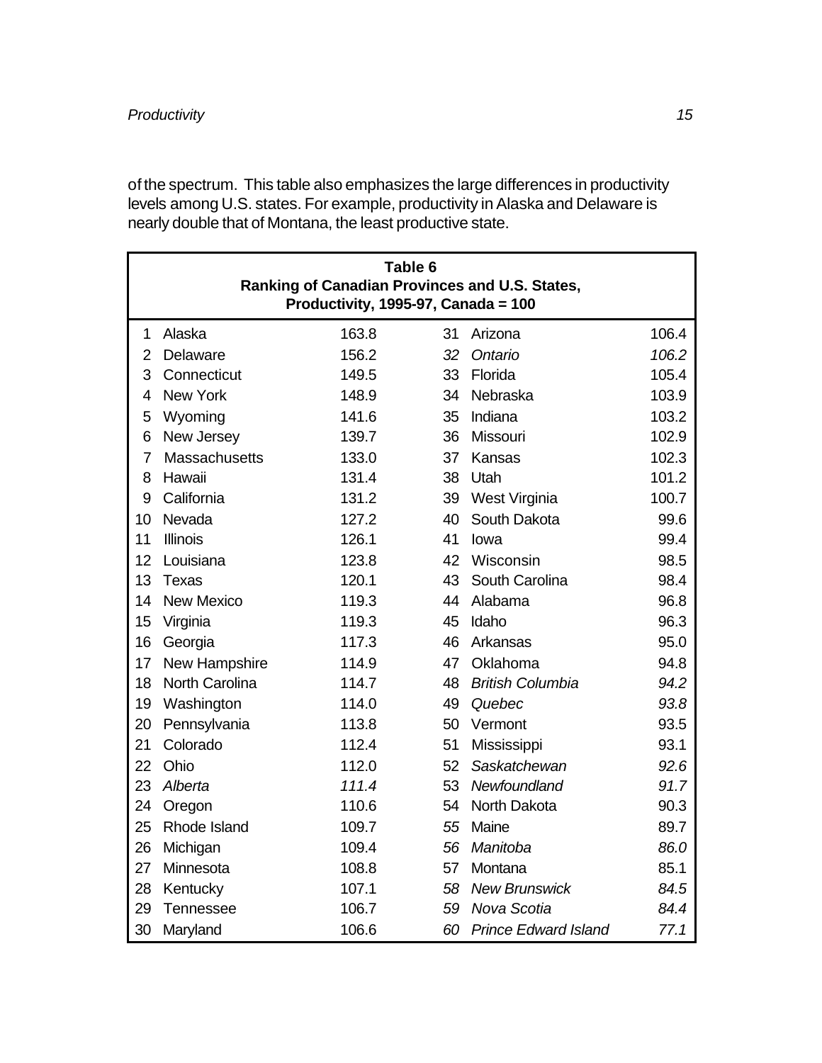of the spectrum. This table also emphasizes the large differences in productivity levels among U.S. states. For example, productivity in Alaska and Delaware is nearly double that of Montana, the least productive state.

**Table 6**
**Ranking of Canadian Provinces and U.S. States, Productivity, 1995-97, Canada = 100**

| | | | | | |
|---|---|---|---|---|---|
| 1 | Alaska | 163.8 | 31 | Arizona | 106.4 |
| 2 | Delaware | 156.2 | *32* | *Ontario* | *106.2* |
| 3 | Connecticut | 149.5 | 33 | Florida | 105.4 |
| 4 | New York | 148.9 | 34 | Nebraska | 103.9 |
| 5 | Wyoming | 141.6 | 35 | Indiana | 103.2 |
| 6 | New Jersey | 139.7 | 36 | Missouri | 102.9 |
| 7 | Massachusetts | 133.0 | 37 | Kansas | 102.3 |
| 8 | Hawaii | 131.4 | 38 | Utah | 101.2 |
| 9 | California | 131.2 | 39 | West Virginia | 100.7 |
| 10 | Nevada | 127.2 | 40 | South Dakota | 99.6 |
| 11 | Illinois | 126.1 | 41 | Iowa | 99.4 |
| 12 | Louisiana | 123.8 | 42 | Wisconsin | 98.5 |
| 13 | Texas | 120.1 | 43 | South Carolina | 98.4 |
| 14 | New Mexico | 119.3 | 44 | Alabama | 96.8 |
| 15 | Virginia | 119.3 | 45 | Idaho | 96.3 |
| 16 | Georgia | 117.3 | 46 | Arkansas | 95.0 |
| 17 | New Hampshire | 114.9 | 47 | Oklahoma | 94.8 |
| 18 | North Carolina | 114.7 | *48* | *British Columbia* | *94.2* |
| 19 | Washington | 114.0 | *49* | *Quebec* | *93.8* |
| 20 | Pennsylvania | 113.8 | 50 | Vermont | 93.5 |
| 21 | Colorado | 112.4 | 51 | Mississippi | 93.1 |
| 22 | Ohio | 112.0 | *52* | *Saskatchewan* | *92.6* |
| *23* | *Alberta* | *111.4* | *53* | *Newfoundland* | *91.7* |
| 24 | Oregon | 110.6 | 54 | North Dakota | 90.3 |
| 25 | Rhode Island | 109.7 | 55 | Maine | 89.7 |
| 26 | Michigan | 109.4 | *56* | *Manitoba* | *86.0* |
| 27 | Minnesota | 108.8 | 57 | Montana | 85.1 |
| 28 | Kentucky | 107.1 | *58* | *New Brunswick* | *84.5* |
| 29 | Tennessee | 106.7 | *59* | *Nova Scotia* | *84.4* |
| 30 | Maryland | 106.6 | *60* | *Prince Edward Island* | *77.1* |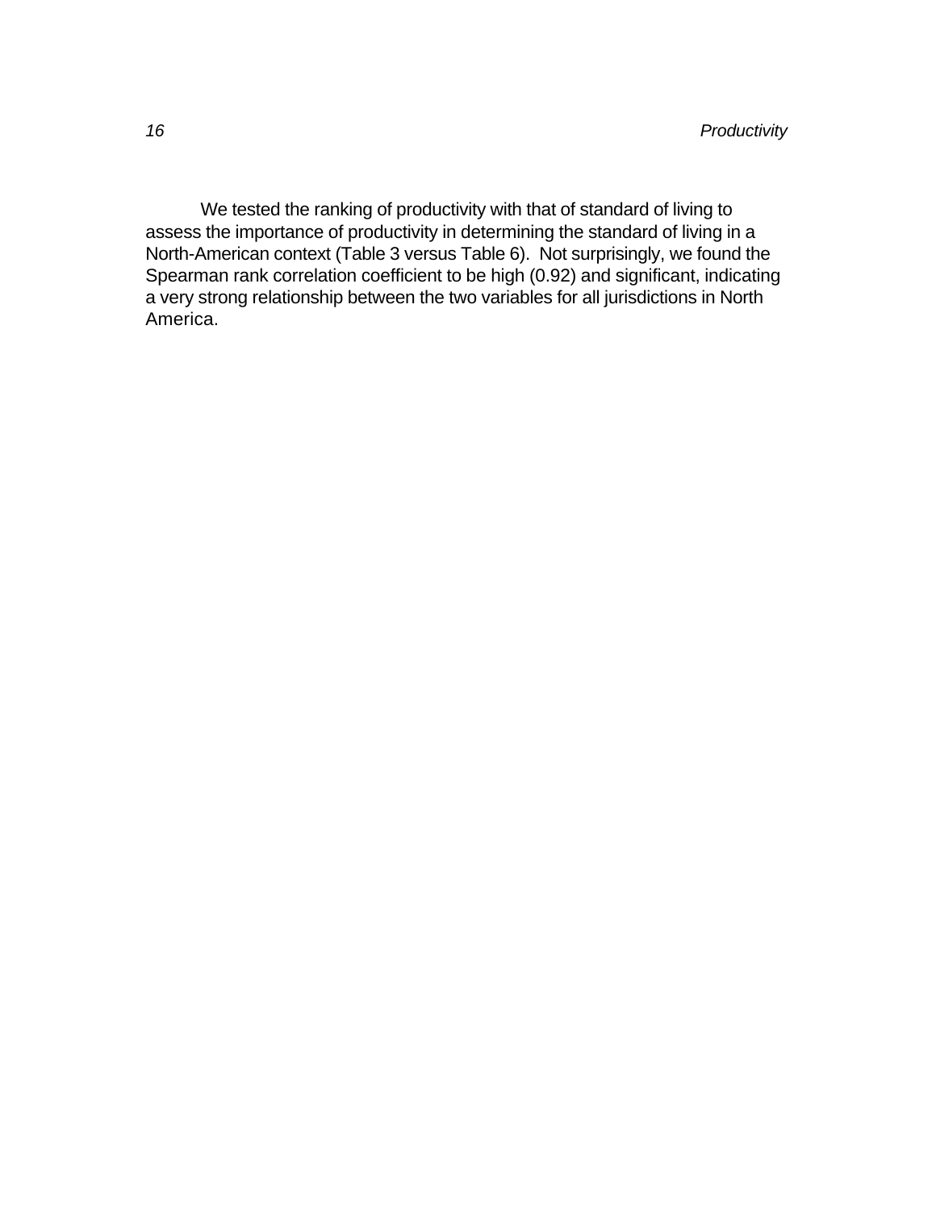We tested the ranking of productivity with that of standard of living to assess the importance of productivity in determining the standard of living in a North-American context (Table 3 versus Table 6). Not surprisingly, we found the Spearman rank correlation coefficient to be high (0.92) and significant, indicating a very strong relationship between the two variables for all jurisdictions in North America.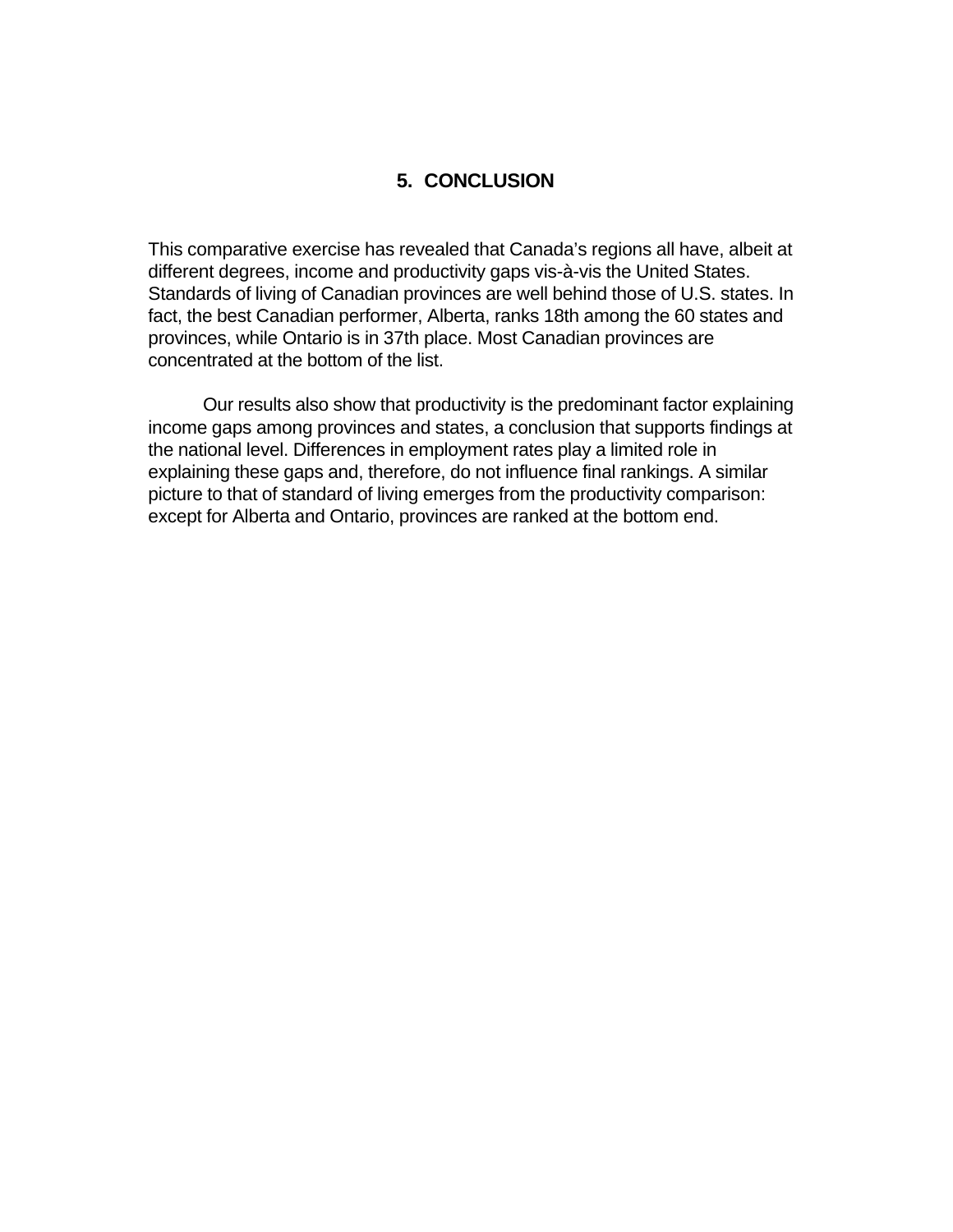# 5. CONCLUSION

This comparative exercise has revealed that Canada's regions all have, albeit at different degrees, income and productivity gaps vis-à-vis the United States. Standards of living of Canadian provinces are well behind those of U.S. states. In fact, the best Canadian performer, Alberta, ranks 18th among the 60 states and provinces, while Ontario is in 37th place. Most Canadian provinces are concentrated at the bottom of the list.

Our results also show that productivity is the predominant factor explaining income gaps among provinces and states, a conclusion that supports findings at the national level. Differences in employment rates play a limited role in explaining these gaps and, therefore, do not influence final rankings. A similar picture to that of standard of living emerges from the productivity comparison: except for Alberta and Ontario, provinces are ranked at the bottom end.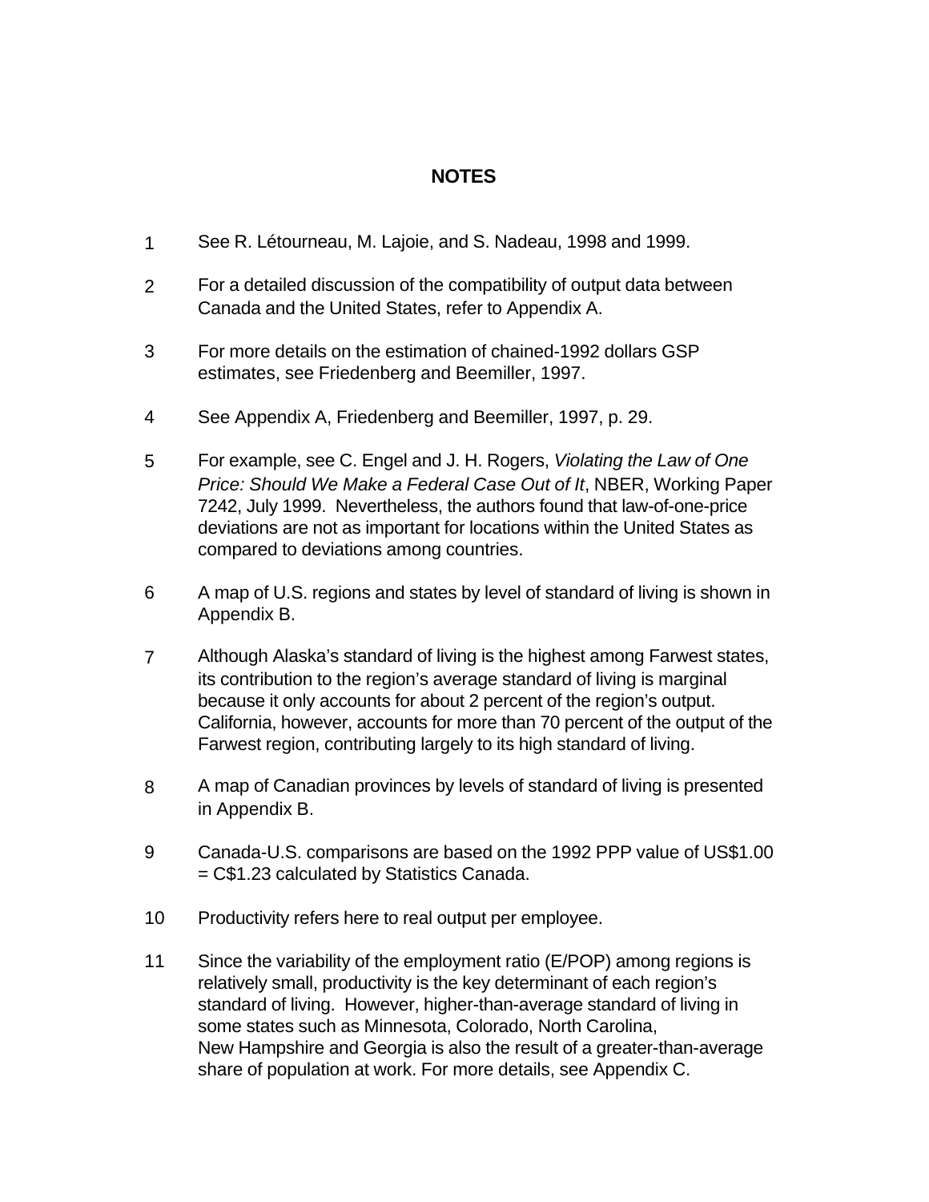## NOTES

1. See R. Létourneau, M. Lajoie, and S. Nadeau, 1998 and 1999.

2. For a detailed discussion of the compatibility of output data between Canada and the United States, refer to Appendix A.

3. For more details on the estimation of chained-1992 dollars GSP estimates, see Friedenberg and Beemiller, 1997.

4. See Appendix A, Friedenberg and Beemiller, 1997, p. 29.

5. For example, see C. Engel and J. H. Rogers, *Violating the Law of One Price: Should We Make a Federal Case Out of It*, NBER, Working Paper 7242, July 1999. Nevertheless, the authors found that law-of-one-price deviations are not as important for locations within the United States as compared to deviations among countries.

6. A map of U.S. regions and states by level of standard of living is shown in Appendix B.

7. Although Alaska's standard of living is the highest among Farwest states, its contribution to the region's average standard of living is marginal because it only accounts for about 2 percent of the region's output. California, however, accounts for more than 70 percent of the output of the Farwest region, contributing largely to its high standard of living.

8. A map of Canadian provinces by levels of standard of living is presented in Appendix B.

9. Canada-U.S. comparisons are based on the 1992 PPP value of US$1.00 = C$1.23 calculated by Statistics Canada.

10. Productivity refers here to real output per employee.

11. Since the variability of the employment ratio (E/POP) among regions is relatively small, productivity is the key determinant of each region's standard of living. However, higher-than-average standard of living in some states such as Minnesota, Colorado, North Carolina, New Hampshire and Georgia is also the result of a greater-than-average share of population at work. For more details, see Appendix C.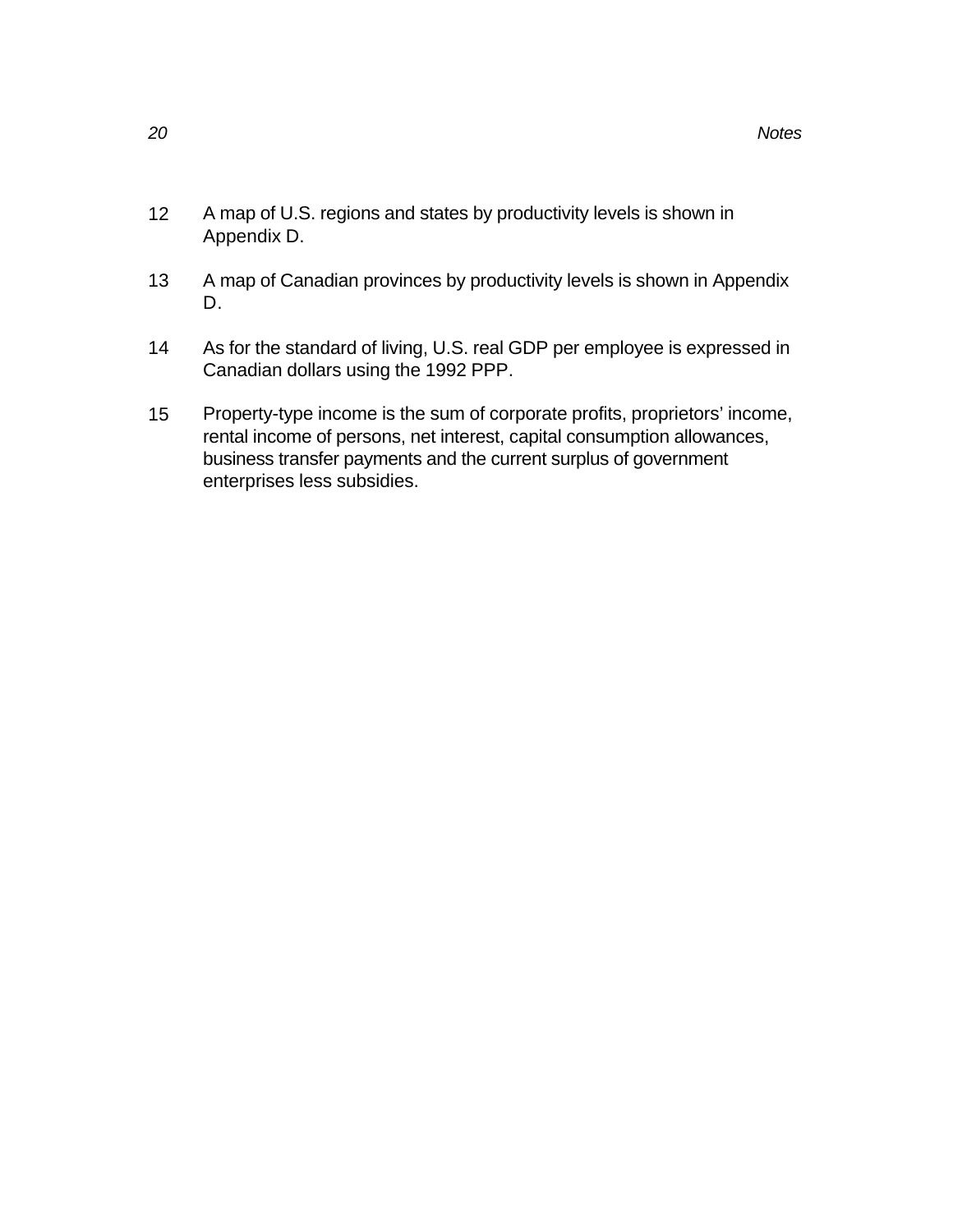12 A map of U.S. regions and states by productivity levels is shown in Appendix D.

13 A map of Canadian provinces by productivity levels is shown in Appendix D.

14 As for the standard of living, U.S. real GDP per employee is expressed in Canadian dollars using the 1992 PPP.

15 Property-type income is the sum of corporate profits, proprietors' income, rental income of persons, net interest, capital consumption allowances, business transfer payments and the current surplus of government enterprises less subsidies.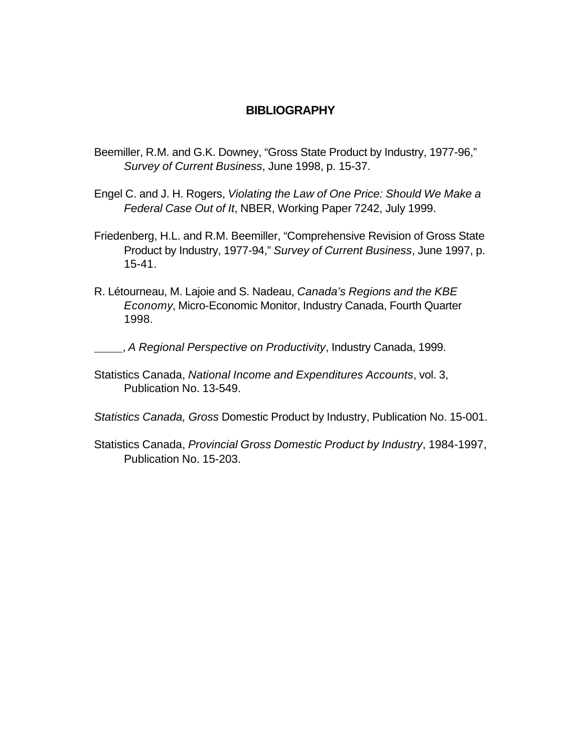# BIBLIOGRAPHY

Beemiller, R.M. and G.K. Downey, "Gross State Product by Industry, 1977-96," *Survey of Current Business*, June 1998, p. 15-37.

Engel C. and J. H. Rogers, *Violating the Law of One Price: Should We Make a Federal Case Out of It*, NBER, Working Paper 7242, July 1999.

Friedenberg, H.L. and R.M. Beemiller, "Comprehensive Revision of Gross State Product by Industry, 1977-94," *Survey of Current Business*, June 1997, p. 15-41.

R. Létourneau, M. Lajoie and S. Nadeau, *Canada's Regions and the KBE Economy*, Micro-Economic Monitor, Industry Canada, Fourth Quarter 1998.

_____, *A Regional Perspective on Productivity*, Industry Canada, 1999.

Statistics Canada, *National Income and Expenditures Accounts*, vol. 3, Publication No. 13-549.

*Statistics Canada, Gross* Domestic Product by Industry, Publication No. 15-001.

Statistics Canada, *Provincial Gross Domestic Product by Industry*, 1984-1997, Publication No. 15-203.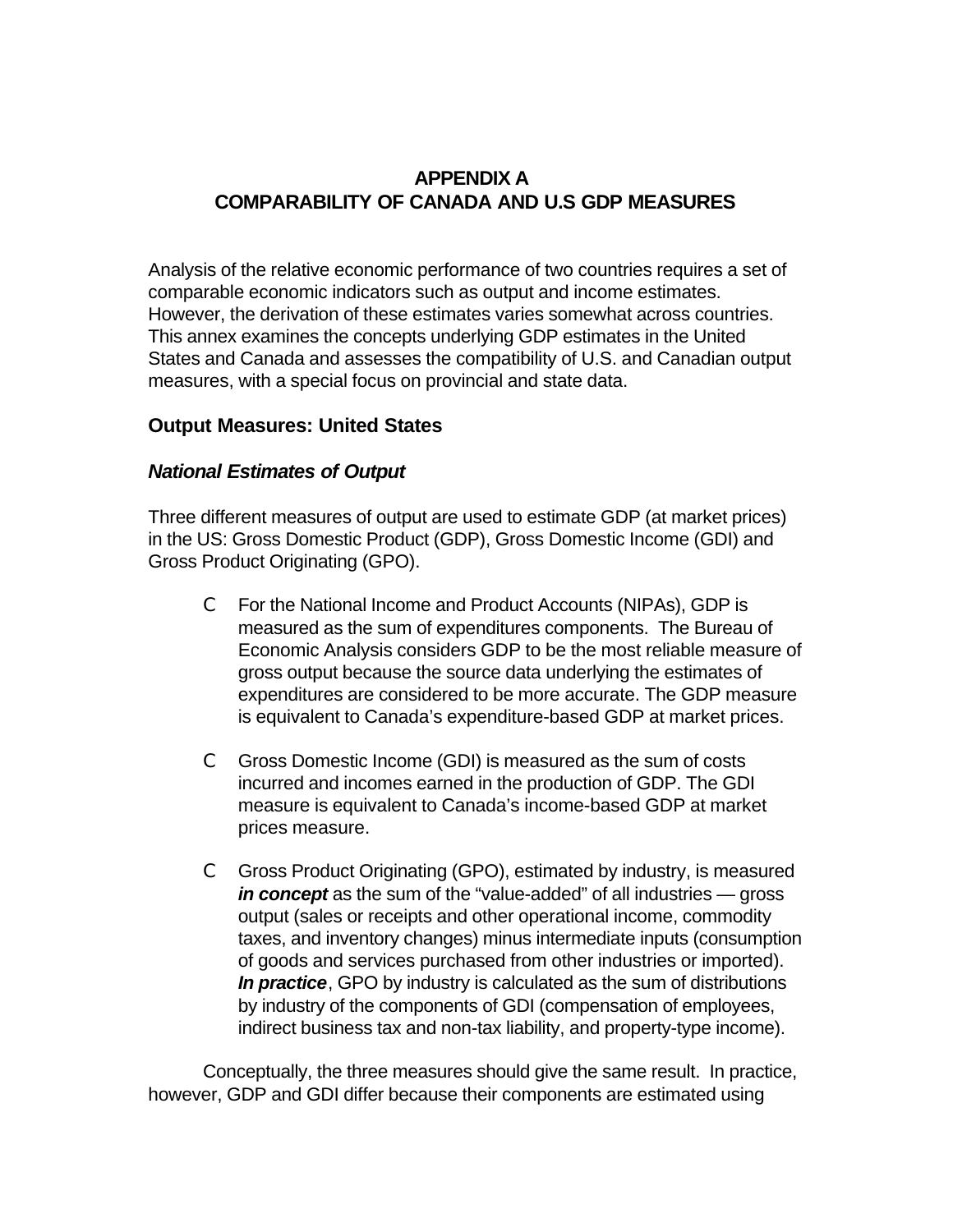# APPENDIX A
# COMPARABILITY OF CANADA AND U.S GDP MEASURES

Analysis of the relative economic performance of two countries requires a set of comparable economic indicators such as output and income estimates. However, the derivation of these estimates varies somewhat across countries. This annex examines the concepts underlying GDP estimates in the United States and Canada and assesses the compatibility of U.S. and Canadian output measures, with a special focus on provincial and state data.

## Output Measures: United States

### *National Estimates of Output*

Three different measures of output are used to estimate GDP (at market prices) in the US: Gross Domestic Product (GDP), Gross Domestic Income (GDI) and Gross Product Originating (GPO).

- For the National Income and Product Accounts (NIPAs), GDP is measured as the sum of expenditures components. The Bureau of Economic Analysis considers GDP to be the most reliable measure of gross output because the source data underlying the estimates of expenditures are considered to be more accurate. The GDP measure is equivalent to Canada's expenditure-based GDP at market prices.

- Gross Domestic Income (GDI) is measured as the sum of costs incurred and incomes earned in the production of GDP. The GDI measure is equivalent to Canada's income-based GDP at market prices measure.

- Gross Product Originating (GPO), estimated by industry, is measured ***in concept*** as the sum of the "value-added" of all industries — gross output (sales or receipts and other operational income, commodity taxes, and inventory changes) minus intermediate inputs (consumption of goods and services purchased from other industries or imported). ***In practice***, GPO by industry is calculated as the sum of distributions by industry of the components of GDI (compensation of employees, indirect business tax and non-tax liability, and property-type income).

Conceptually, the three measures should give the same result. In practice, however, GDP and GDI differ because their components are estimated using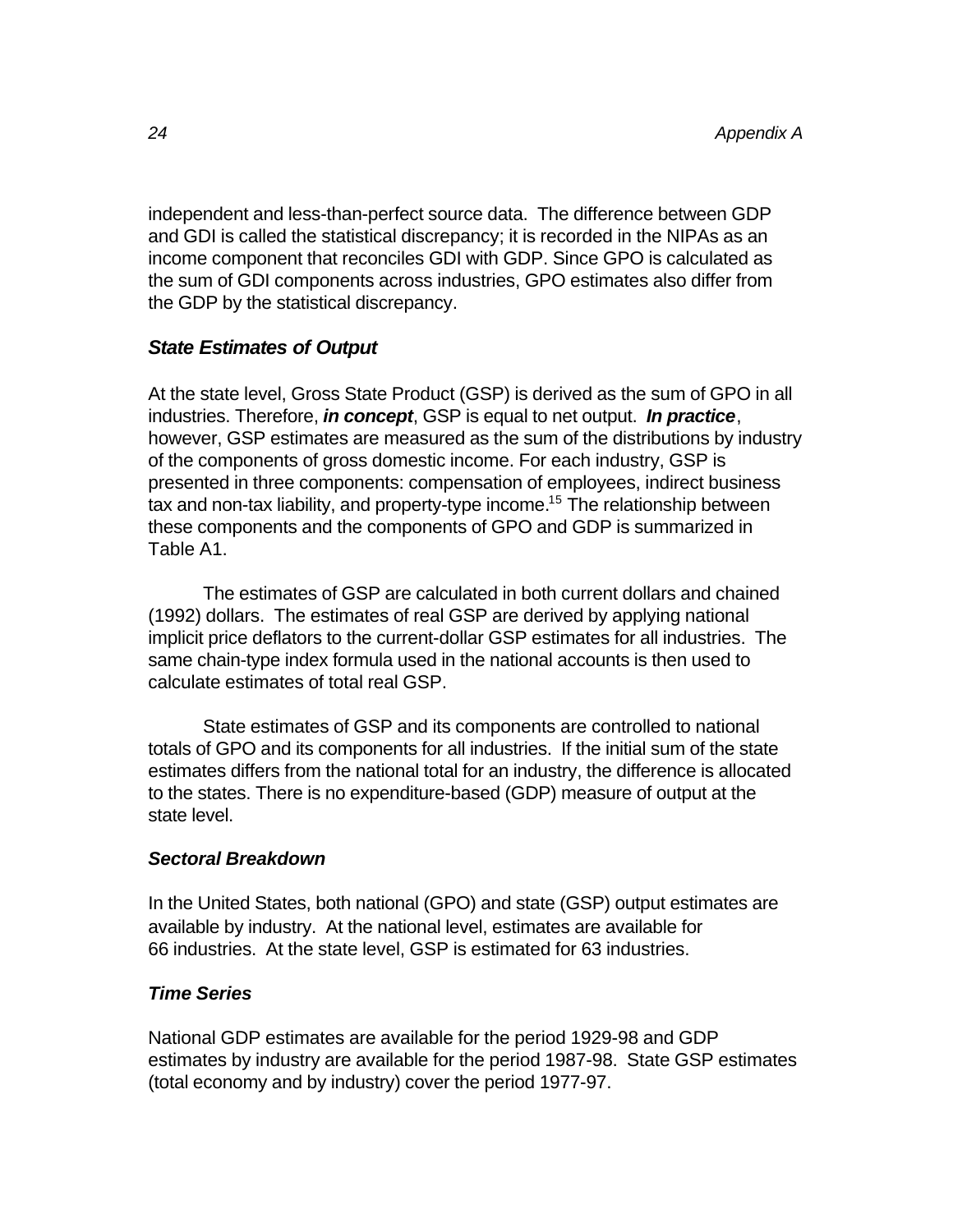independent and less-than-perfect source data. The difference between GDP and GDI is called the statistical discrepancy; it is recorded in the NIPAs as an income component that reconciles GDI with GDP. Since GPO is calculated as the sum of GDI components across industries, GPO estimates also differ from the GDP by the statistical discrepancy.

### *State Estimates of Output*

At the state level, Gross State Product (GSP) is derived as the sum of GPO in all industries. Therefore, ***in concept***, GSP is equal to net output. ***In practice***, however, GSP estimates are measured as the sum of the distributions by industry of the components of gross domestic income. For each industry, GSP is presented in three components: compensation of employees, indirect business tax and non-tax liability, and property-type income.[15] The relationship between these components and the components of GPO and GDP is summarized in Table A1.

The estimates of GSP are calculated in both current dollars and chained (1992) dollars. The estimates of real GSP are derived by applying national implicit price deflators to the current-dollar GSP estimates for all industries. The same chain-type index formula used in the national accounts is then used to calculate estimates of total real GSP.

State estimates of GSP and its components are controlled to national totals of GPO and its components for all industries. If the initial sum of the state estimates differs from the national total for an industry, the difference is allocated to the states. There is no expenditure-based (GDP) measure of output at the state level.

### *Sectoral Breakdown*

In the United States, both national (GPO) and state (GSP) output estimates are available by industry. At the national level, estimates are available for 66 industries. At the state level, GSP is estimated for 63 industries.

### *Time Series*

National GDP estimates are available for the period 1929-98 and GDP estimates by industry are available for the period 1987-98. State GSP estimates (total economy and by industry) cover the period 1977-97.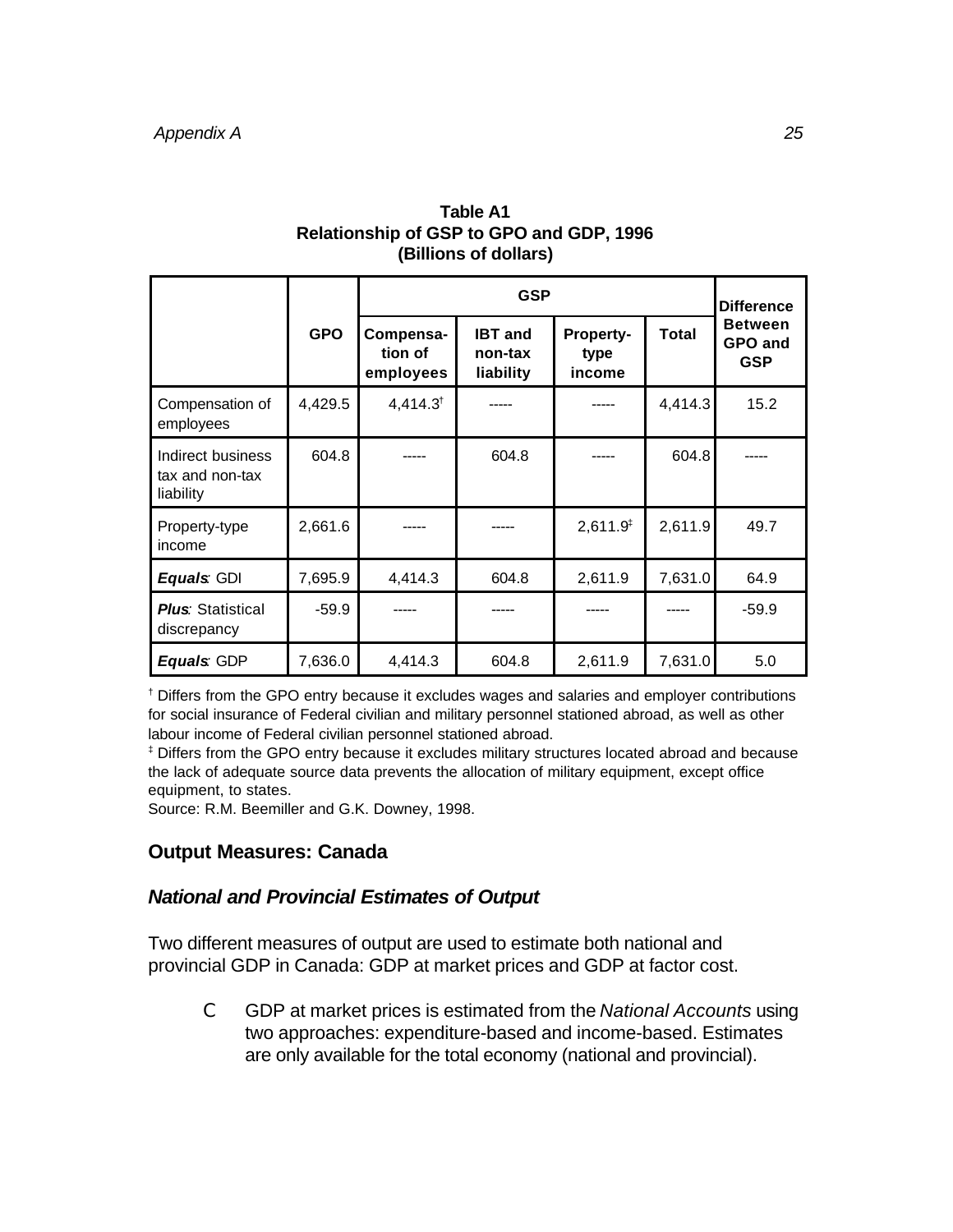**Table A1**
**Relationship of GSP to GPO and GDP, 1996**
**(Billions of dollars)**

| | GPO | GSP | | | | Difference Between GPO and GSP |
|---|---|---|---|---|---|---|
| | | Compensation of employees | IBT and non-tax liability | Property-type income | Total | |
| Compensation of employees | 4,429.5 | 4,414.3[†] | ----- | ----- | 4,414.3 | 15.2 |
| Indirect business tax and non-tax liability | 604.8 | ----- | 604.8 | ----- | 604.8 | ----- |
| Property-type income | 2,661.6 | ----- | ----- | 2,611.9[‡] | 2,611.9 | 49.7 |
| ***Equals*:** GDI | 7,695.9 | 4,414.3 | 604.8 | 2,611.9 | 7,631.0 | 64.9 |
| ***Plus*:** Statistical discrepancy | -59.9 | ----- | ----- | ----- | ----- | -59.9 |
| ***Equals*:** GDP | 7,636.0 | 4,414.3 | 604.8 | 2,611.9 | 7,631.0 | 5.0 |

[†] Differs from the GPO entry because it excludes wages and salaries and employer contributions for social insurance of Federal civilian and military personnel stationed abroad, as well as other labour income of Federal civilian personnel stationed abroad.
[‡] Differs from the GPO entry because it excludes military structures located abroad and because the lack of adequate source data prevents the allocation of military equipment, except office equipment, to states.
Source: R.M. Beemiller and G.K. Downey, 1998.

## Output Measures: Canada

### *National and Provincial Estimates of Output*

Two different measures of output are used to estimate both national and provincial GDP in Canada: GDP at market prices and GDP at factor cost.

- GDP at market prices is estimated from the *National Accounts* using two approaches: expenditure-based and income-based. Estimates are only available for the total economy (national and provincial).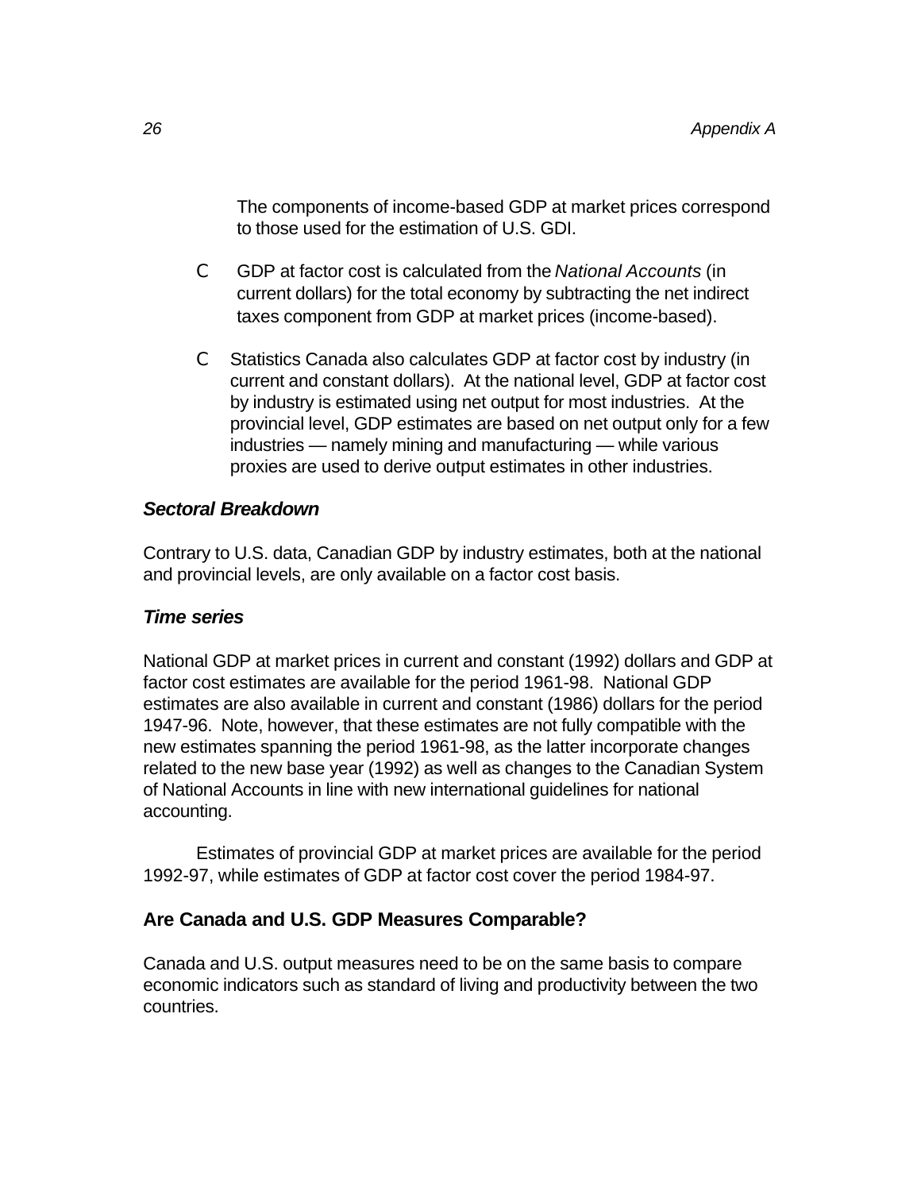The components of income-based GDP at market prices correspond to those used for the estimation of U.S. GDI.

- GDP at factor cost is calculated from the *National Accounts* (in current dollars) for the total economy by subtracting the net indirect taxes component from GDP at market prices (income-based).

- Statistics Canada also calculates GDP at factor cost by industry (in current and constant dollars). At the national level, GDP at factor cost by industry is estimated using net output for most industries. At the provincial level, GDP estimates are based on net output only for a few industries — namely mining and manufacturing — while various proxies are used to derive output estimates in other industries.

### *Sectoral Breakdown*

Contrary to U.S. data, Canadian GDP by industry estimates, both at the national and provincial levels, are only available on a factor cost basis.

### *Time series*

National GDP at market prices in current and constant (1992) dollars and GDP at factor cost estimates are available for the period 1961-98. National GDP estimates are also available in current and constant (1986) dollars for the period 1947-96. Note, however, that these estimates are not fully compatible with the new estimates spanning the period 1961-98, as the latter incorporate changes related to the new base year (1992) as well as changes to the Canadian System of National Accounts in line with new international guidelines for national accounting.

Estimates of provincial GDP at market prices are available for the period 1992-97, while estimates of GDP at factor cost cover the period 1984-97.

## Are Canada and U.S. GDP Measures Comparable?

Canada and U.S. output measures need to be on the same basis to compare economic indicators such as standard of living and productivity between the two countries.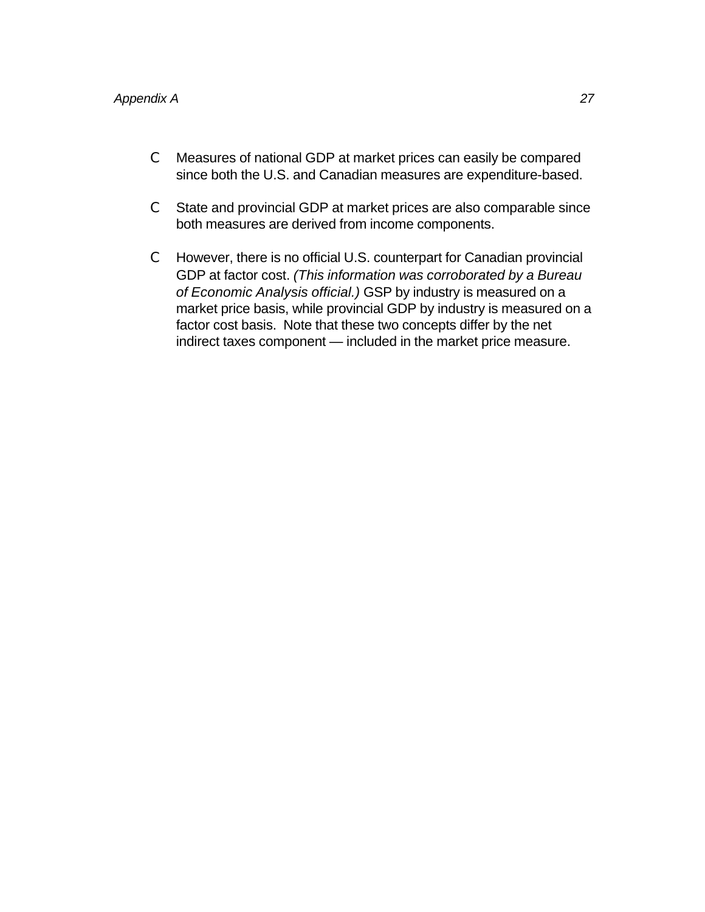- Measures of national GDP at market prices can easily be compared since both the U.S. and Canadian measures are expenditure-based.

- State and provincial GDP at market prices are also comparable since both measures are derived from income components.

- However, there is no official U.S. counterpart for Canadian provincial GDP at factor cost. *(This information was corroborated by a Bureau of Economic Analysis official.)* GSP by industry is measured on a market price basis, while provincial GDP by industry is measured on a factor cost basis. Note that these two concepts differ by the net indirect taxes component — included in the market price measure.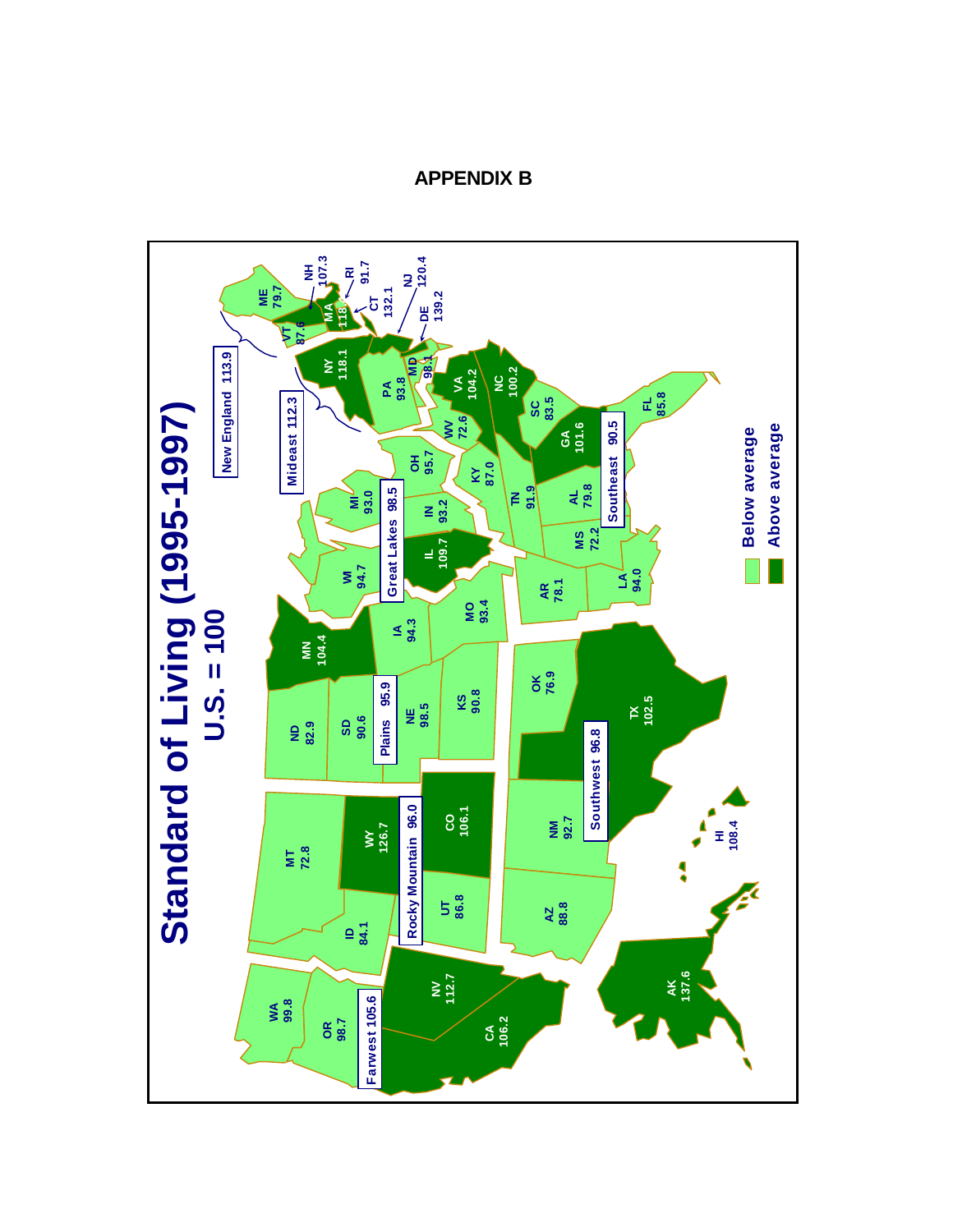# APPENDIX B

## Standard of Living (1995-1997)

### U.S. = 100

| Region | State | Index |
|---|---|---|
| Farwest 105.6 | WA | 99.8 |
| | OR | 98.7 |
| | CA | 106.2 |
| | NV | 112.7 |
| | AK | 137.6 |
| | HI | 108.4 |
| Rocky Mountain 96.0 | MT | 72.8 |
| | ID | 84.1 |
| | WY | 126.7 |
| | UT | 86.8 |
| | CO | 106.1 |
| Southwest 96.8 | AZ | 88.8 |
| | NM | 92.7 |
| | OK | 76.9 |
| | TX | 102.5 |
| Plains 95.9 | ND | 82.9 |
| | SD | 90.6 |
| | NE | 98.5 |
| | KS | 90.8 |
| | MN | 104.4 |
| | IA | 94.3 |
| | MO | 93.4 |
| Great Lakes 98.5 | WI | 94.7 |
| | IL | 109.7 |
| | MI | 93.0 |
| | IN | 93.2 |
| | OH | 95.7 |
| Southeast 90.5 | AR | 78.1 |
| | LA | 94.0 |
| | MS | 72.2 |
| | AL | 79.8 |
| | TN | 91.9 |
| | KY | 87.0 |
| | GA | 101.6 |
| | FL | 85.8 |
| | SC | 83.5 |
| | NC | 100.2 |
| | VA | 104.2 |
| | WV | 72.6 |
| Mideast 112.3 | NY | 118.1 |
| | PA | 93.8 |
| | NJ | 120.4 |
| | DE | 139.2 |
| | MD | 98.1 |
| New England 113.9 | ME | 79.7 |
| | NH | 107.3 |
| | VT | 87.6 |
| | MA | 118 |
| | RI | 91.7 |
| | CT | 132.1 |

Below average

Above average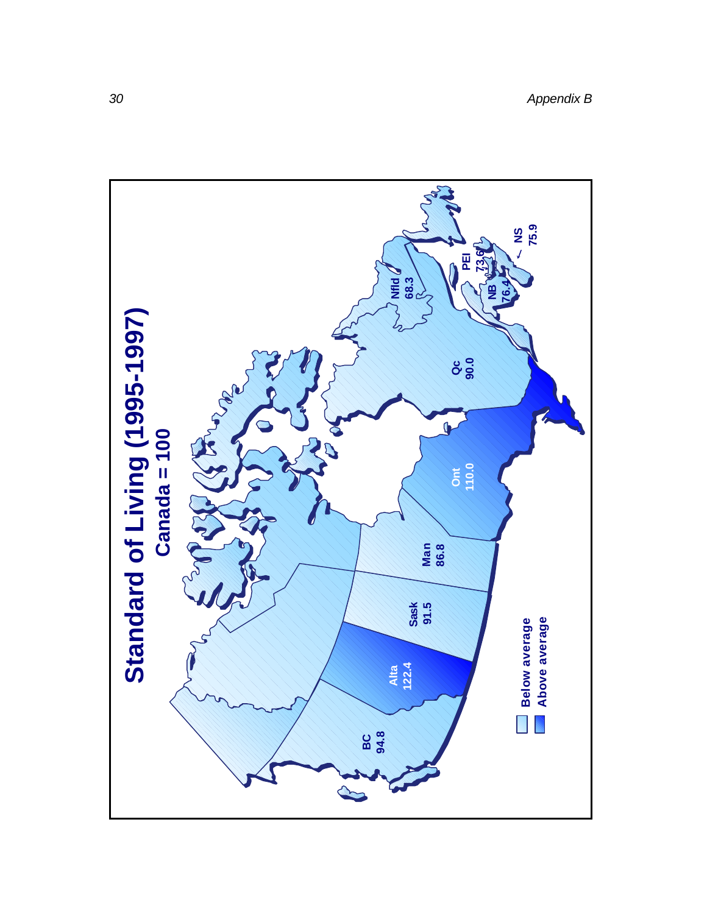# Standard of Living (1995-1997)

## Canada = 100

| Province | Index |
|---|---|
| BC | 94.8 |
| Alta | 122.4 |
| Sask | 91.5 |
| Man | 86.8 |
| Ont | 110.0 |
| Qc | 90.0 |
| Nfld | 68.3 |
| PEI | 73.6 |
| NB | 76.4 |
| NS | 75.9 |

Below average

Above average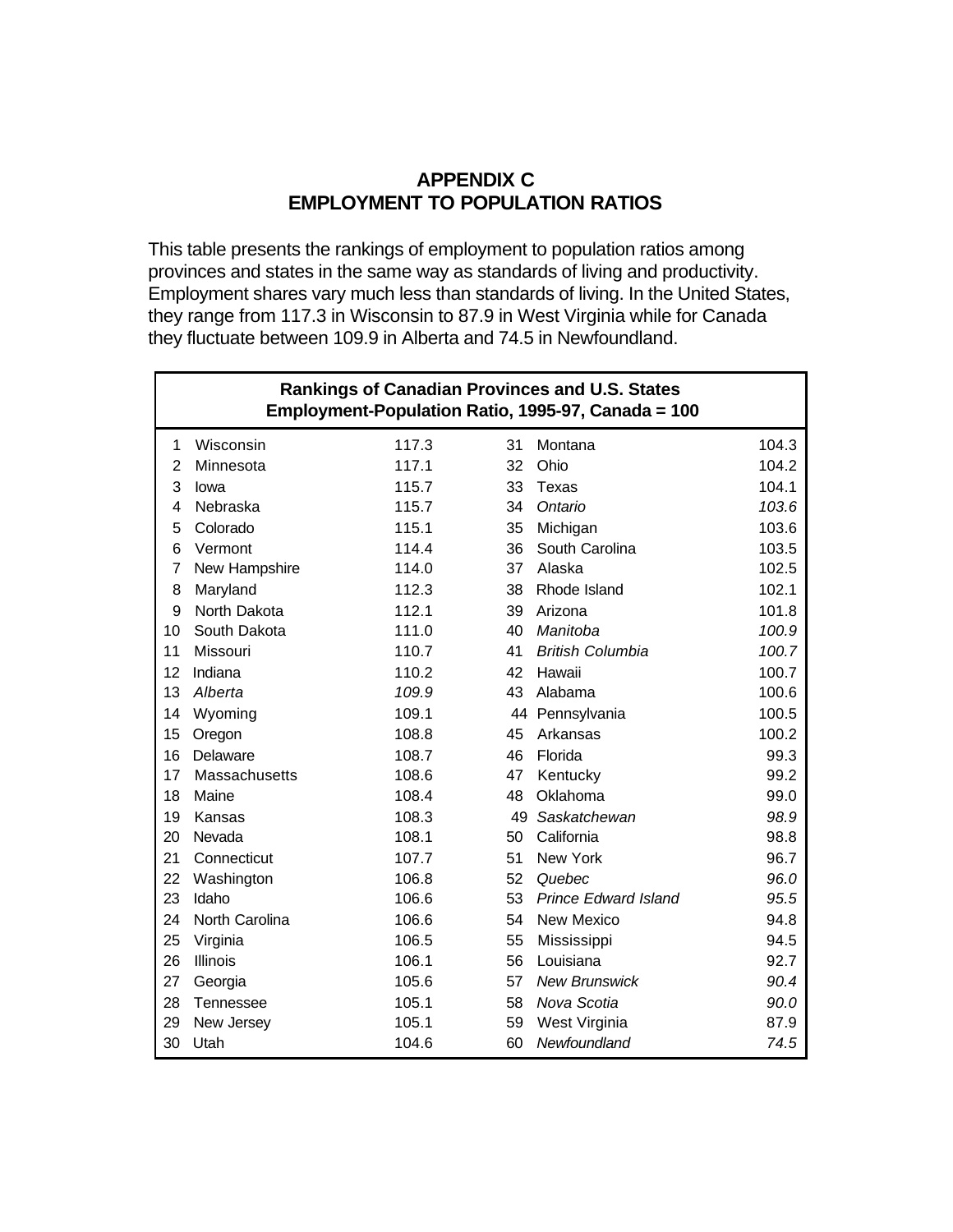# APPENDIX C
# EMPLOYMENT TO POPULATION RATIOS

This table presents the rankings of employment to population ratios among provinces and states in the same way as standards of living and productivity. Employment shares vary much less than standards of living. In the United States, they range from 117.3 in Wisconsin to 87.9 in West Virginia while for Canada they fluctuate between 109.9 in Alberta and 74.5 in Newfoundland.

**Rankings of Canadian Provinces and U.S. States**
**Employment-Population Ratio, 1995-97, Canada = 100**

| Rank | Province/State | Ratio | Rank | Province/State | Ratio |
|---|---|---|---|---|---|
| 1 | Wisconsin | 117.3 | 31 | Montana | 104.3 |
| 2 | Minnesota | 117.1 | 32 | Ohio | 104.2 |
| 3 | Iowa | 115.7 | 33 | Texas | 104.1 |
| 4 | Nebraska | 115.7 | 34 | *Ontario* | *103.6* |
| 5 | Colorado | 115.1 | 35 | Michigan | 103.6 |
| 6 | Vermont | 114.4 | 36 | South Carolina | 103.5 |
| 7 | New Hampshire | 114.0 | 37 | Alaska | 102.5 |
| 8 | Maryland | 112.3 | 38 | Rhode Island | 102.1 |
| 9 | North Dakota | 112.1 | 39 | Arizona | 101.8 |
| 10 | South Dakota | 111.0 | 40 | *Manitoba* | *100.9* |
| 11 | Missouri | 110.7 | 41 | *British Columbia* | *100.7* |
| 12 | Indiana | 110.2 | 42 | Hawaii | 100.7 |
| 13 | *Alberta* | *109.9* | 43 | Alabama | 100.6 |
| 14 | Wyoming | 109.1 | 44 | Pennsylvania | 100.5 |
| 15 | Oregon | 108.8 | 45 | Arkansas | 100.2 |
| 16 | Delaware | 108.7 | 46 | Florida | 99.3 |
| 17 | Massachusetts | 108.6 | 47 | Kentucky | 99.2 |
| 18 | Maine | 108.4 | 48 | Oklahoma | 99.0 |
| 19 | Kansas | 108.3 | 49 | *Saskatchewan* | *98.9* |
| 20 | Nevada | 108.1 | 50 | California | 98.8 |
| 21 | Connecticut | 107.7 | 51 | New York | 96.7 |
| 22 | Washington | 106.8 | 52 | *Quebec* | *96.0* |
| 23 | Idaho | 106.6 | 53 | *Prince Edward Island* | *95.5* |
| 24 | North Carolina | 106.6 | 54 | New Mexico | 94.8 |
| 25 | Virginia | 106.5 | 55 | Mississippi | 94.5 |
| 26 | Illinois | 106.1 | 56 | Louisiana | 92.7 |
| 27 | Georgia | 105.6 | 57 | *New Brunswick* | *90.4* |
| 28 | Tennessee | 105.1 | 58 | *Nova Scotia* | *90.0* |
| 29 | New Jersey | 105.1 | 59 | West Virginia | 87.9 |
| 30 | Utah | 104.6 | 60 | *Newfoundland* | *74.5* |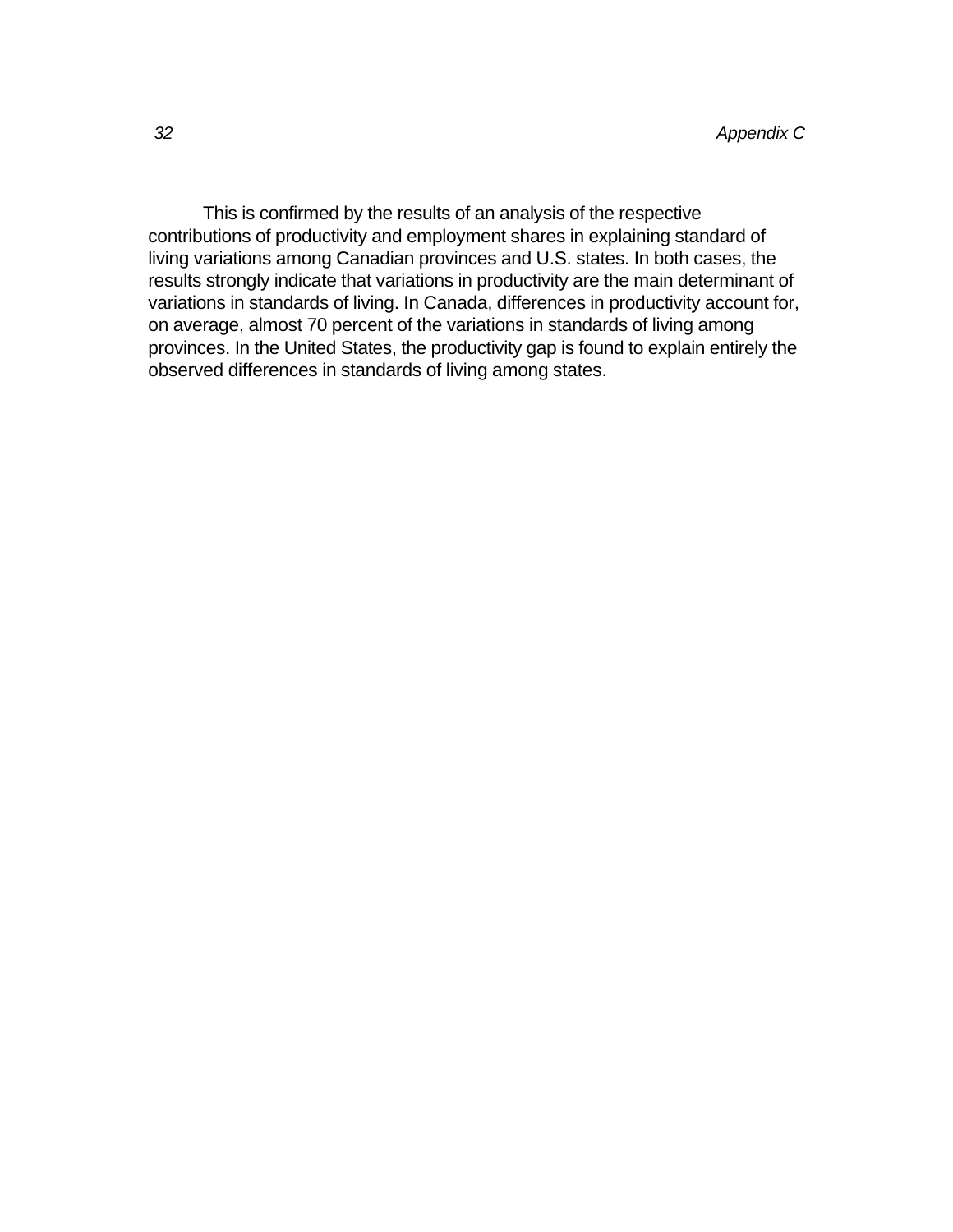This is confirmed by the results of an analysis of the respective contributions of productivity and employment shares in explaining standard of living variations among Canadian provinces and U.S. states. In both cases, the results strongly indicate that variations in productivity are the main determinant of variations in standards of living. In Canada, differences in productivity account for, on average, almost 70 percent of the variations in standards of living among provinces. In the United States, the productivity gap is found to explain entirely the observed differences in standards of living among states.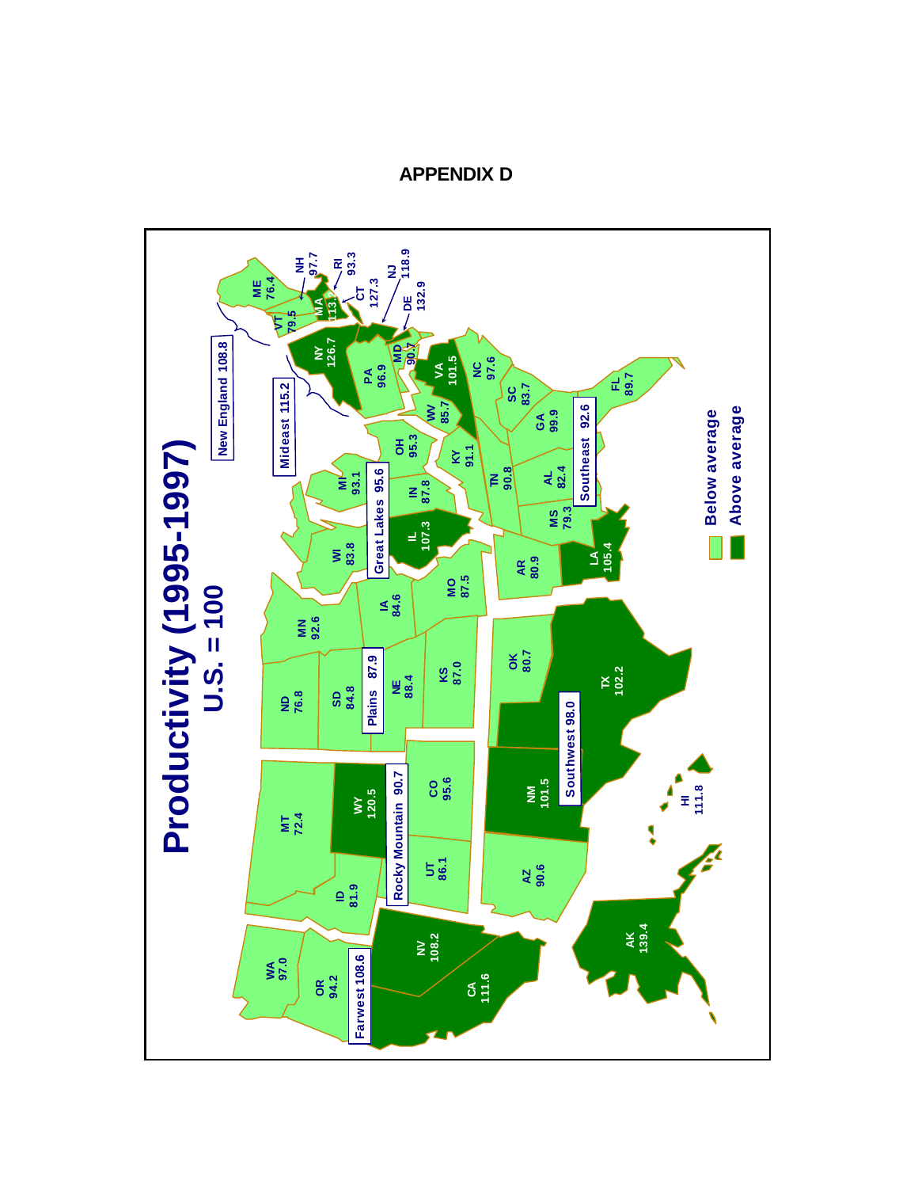# APPENDIX D

## Productivity (1995-1997)

**U.S. = 100**

| State | Value |
|---|---|
| WA | 97.0 |
| OR | 94.2 |
| CA | 111.6 |
| NV | 108.2 |
| ID | 81.9 |
| MT | 72.4 |
| WY | 120.5 |
| UT | 86.1 |
| CO | 95.6 |
| AZ | 90.6 |
| NM | 101.5 |
| ND | 76.8 |
| SD | 84.8 |
| NE | 88.4 |
| KS | 87.0 |
| OK | 80.7 |
| TX | 102.2 |
| MN | 92.6 |
| IA | 84.6 |
| MO | 87.5 |
| AR | 80.9 |
| LA | 105.4 |
| WI | 83.8 |
| IL | 107.3 |
| MI | 93.1 |
| IN | 87.8 |
| OH | 95.3 |
| KY | 91.1 |
| TN | 90.8 |
| MS | 79.3 |
| AL | 82.4 |
| GA | 99.9 |
| FL | 89.7 |
| SC | 83.7 |
| NC | 97.6 |
| VA | 101.5 |
| WV | 85.7 |
| PA | 96.9 |
| NY | 126.7 |
| MD | 90.7 |
| DE | 132.9 |
| NJ | 118.9 |
| CT | 127.3 |
| RI | 93.3 |
| MA | 113.1 |
| NH | 97.7 |
| VT | 79.5 |
| ME | 76.4 |
| AK | 139.4 |
| HI | 111.8 |

| Region | Value |
|---|---|
| New England | 108.8 |
| Mideast | 115.2 |
| Great Lakes | 95.6 |
| Plains | 87.9 |
| Southeast | 92.6 |
| Southwest | 98.0 |
| Rocky Mountain | 90.7 |
| Farwest | 108.6 |

Legend: Below average / Above average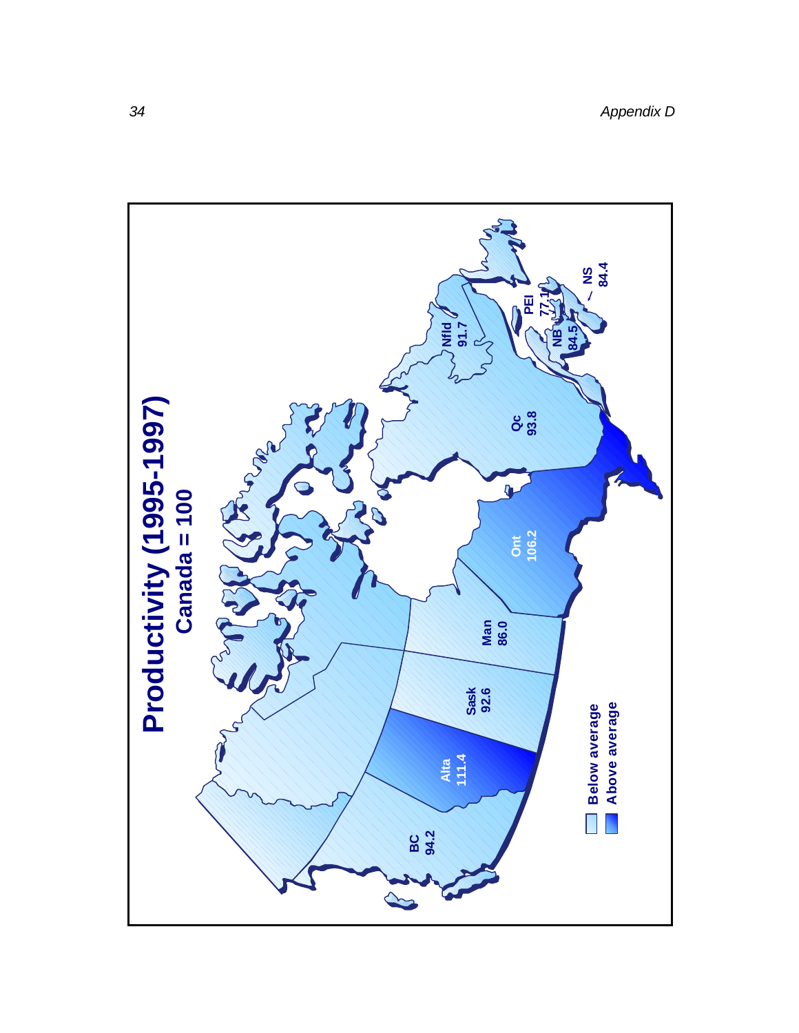# Productivity (1995-1997)

**Canada = 100**

| Province | Productivity |
|---|---|
| BC | 94.2 |
| Alta | 111.4 |
| Sask | 92.6 |
| Man | 86.0 |
| Ont | 106.2 |
| Qc | 93.8 |
| Nfld | 91.7 |
| PEI | 77.1 |
| NB | 84.5 |
| NS | 84.4 |

Below average

Above average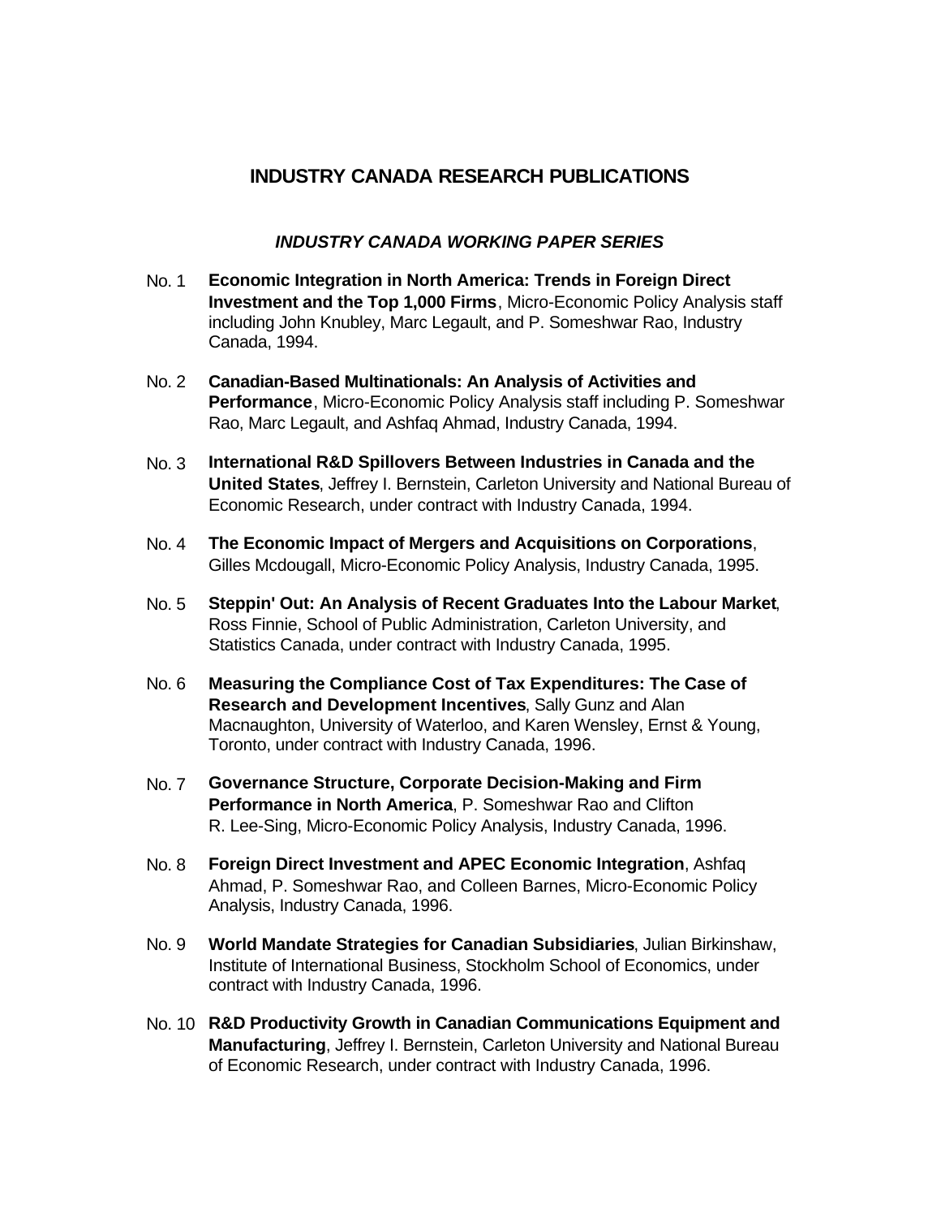## INDUSTRY CANADA RESEARCH PUBLICATIONS

### *INDUSTRY CANADA WORKING PAPER SERIES*

No. 1 **Economic Integration in North America: Trends in Foreign Direct Investment and the Top 1,000 Firms**, Micro-Economic Policy Analysis staff including John Knubley, Marc Legault, and P. Someshwar Rao, Industry Canada, 1994.

No. 2 **Canadian-Based Multinationals: An Analysis of Activities and Performance**, Micro-Economic Policy Analysis staff including P. Someshwar Rao, Marc Legault, and Ashfaq Ahmad, Industry Canada, 1994.

No. 3 **International R&D Spillovers Between Industries in Canada and the United States**, Jeffrey I. Bernstein, Carleton University and National Bureau of Economic Research, under contract with Industry Canada, 1994.

No. 4 **The Economic Impact of Mergers and Acquisitions on Corporations**, Gilles Mcdougall, Micro-Economic Policy Analysis, Industry Canada, 1995.

No. 5 **Steppin' Out: An Analysis of Recent Graduates Into the Labour Market**, Ross Finnie, School of Public Administration, Carleton University, and Statistics Canada, under contract with Industry Canada, 1995.

No. 6 **Measuring the Compliance Cost of Tax Expenditures: The Case of Research and Development Incentives**, Sally Gunz and Alan Macnaughton, University of Waterloo, and Karen Wensley, Ernst & Young, Toronto, under contract with Industry Canada, 1996.

No. 7 **Governance Structure, Corporate Decision-Making and Firm Performance in North America**, P. Someshwar Rao and Clifton R. Lee-Sing, Micro-Economic Policy Analysis, Industry Canada, 1996.

No. 8 **Foreign Direct Investment and APEC Economic Integration**, Ashfaq Ahmad, P. Someshwar Rao, and Colleen Barnes, Micro-Economic Policy Analysis, Industry Canada, 1996.

No. 9 **World Mandate Strategies for Canadian Subsidiaries**, Julian Birkinshaw, Institute of International Business, Stockholm School of Economics, under contract with Industry Canada, 1996.

No. 10 **R&D Productivity Growth in Canadian Communications Equipment and Manufacturing**, Jeffrey I. Bernstein, Carleton University and National Bureau of Economic Research, under contract with Industry Canada, 1996.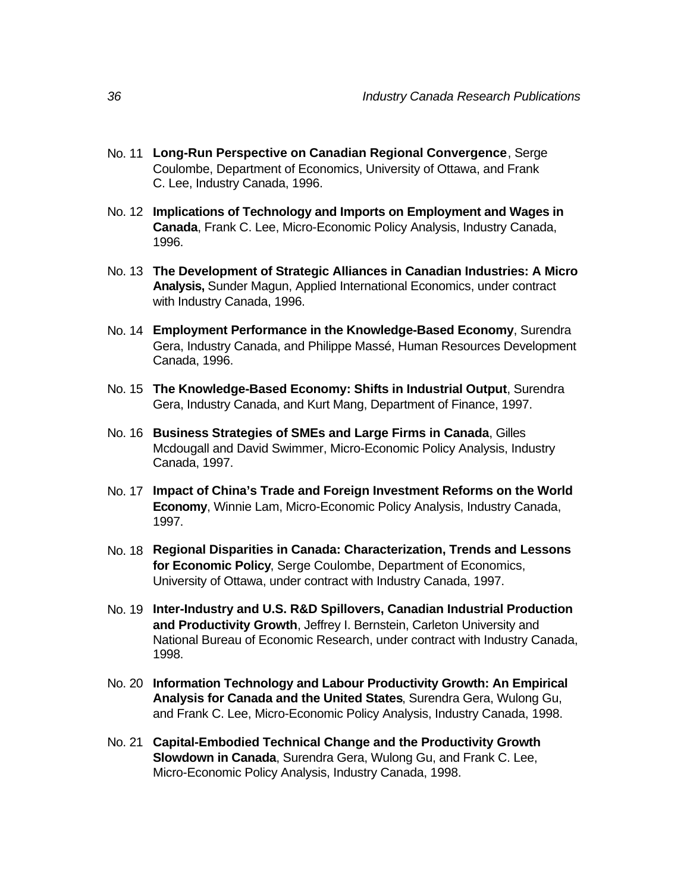No. 11 **Long-Run Perspective on Canadian Regional Convergence**, Serge Coulombe, Department of Economics, University of Ottawa, and Frank C. Lee, Industry Canada, 1996.

No. 12 **Implications of Technology and Imports on Employment and Wages in Canada**, Frank C. Lee, Micro-Economic Policy Analysis, Industry Canada, 1996.

No. 13 **The Development of Strategic Alliances in Canadian Industries: A Micro Analysis,** Sunder Magun, Applied International Economics, under contract with Industry Canada, 1996.

No. 14 **Employment Performance in the Knowledge-Based Economy**, Surendra Gera, Industry Canada, and Philippe Massé, Human Resources Development Canada, 1996.

No. 15 **The Knowledge-Based Economy: Shifts in Industrial Output**, Surendra Gera, Industry Canada, and Kurt Mang, Department of Finance, 1997.

No. 16 **Business Strategies of SMEs and Large Firms in Canada**, Gilles Mcdougall and David Swimmer, Micro-Economic Policy Analysis, Industry Canada, 1997.

No. 17 **Impact of China's Trade and Foreign Investment Reforms on the World Economy**, Winnie Lam, Micro-Economic Policy Analysis, Industry Canada, 1997.

No. 18 **Regional Disparities in Canada: Characterization, Trends and Lessons for Economic Policy**, Serge Coulombe, Department of Economics, University of Ottawa, under contract with Industry Canada, 1997.

No. 19 **Inter-Industry and U.S. R&D Spillovers, Canadian Industrial Production and Productivity Growth**, Jeffrey I. Bernstein, Carleton University and National Bureau of Economic Research, under contract with Industry Canada, 1998.

No. 20 **Information Technology and Labour Productivity Growth: An Empirical Analysis for Canada and the United States**, Surendra Gera, Wulong Gu, and Frank C. Lee, Micro-Economic Policy Analysis, Industry Canada, 1998.

No. 21 **Capital-Embodied Technical Change and the Productivity Growth Slowdown in Canada**, Surendra Gera, Wulong Gu, and Frank C. Lee, Micro-Economic Policy Analysis, Industry Canada, 1998.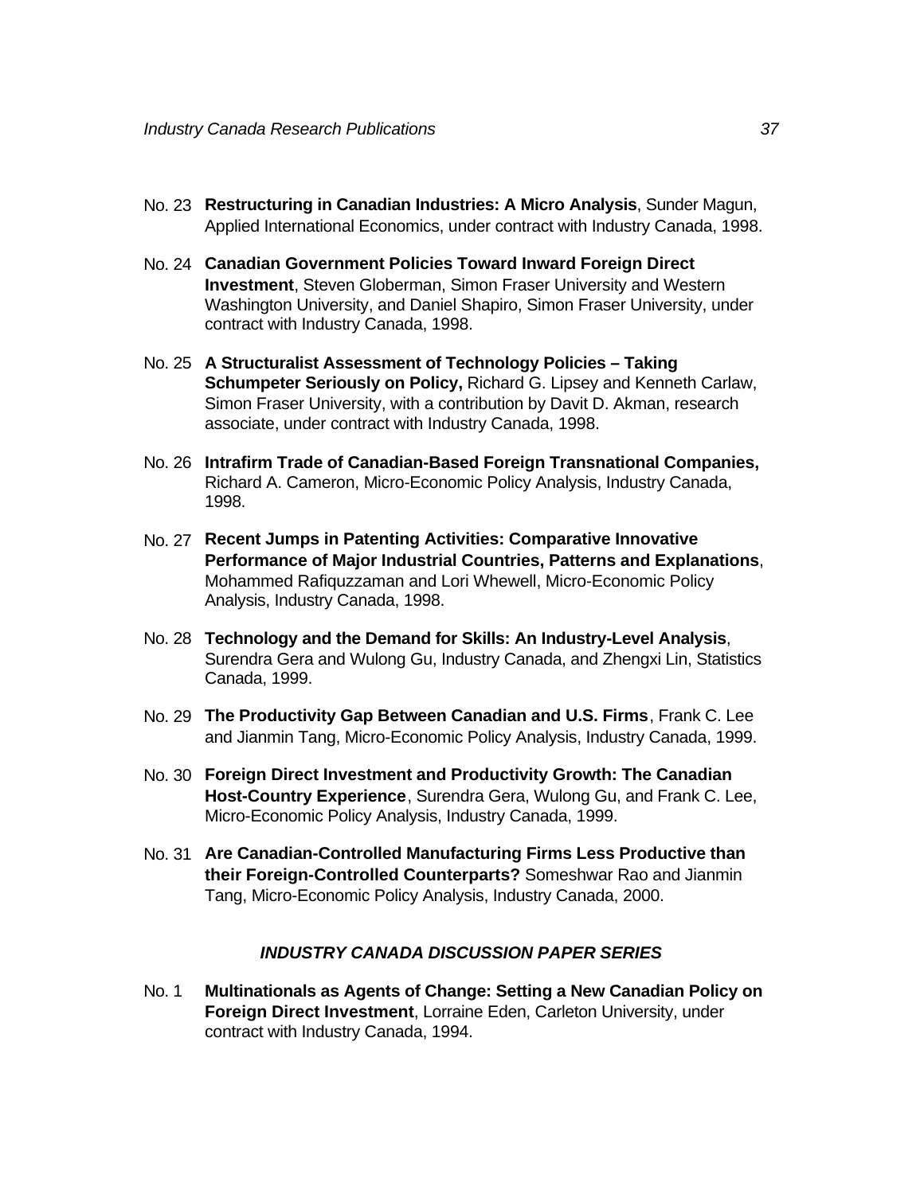No. 23 **Restructuring in Canadian Industries: A Micro Analysis**, Sunder Magun, Applied International Economics, under contract with Industry Canada, 1998.

No. 24 **Canadian Government Policies Toward Inward Foreign Direct Investment**, Steven Globerman, Simon Fraser University and Western Washington University, and Daniel Shapiro, Simon Fraser University, under contract with Industry Canada, 1998.

No. 25 **A Structuralist Assessment of Technology Policies – Taking Schumpeter Seriously on Policy,** Richard G. Lipsey and Kenneth Carlaw, Simon Fraser University, with a contribution by Davit D. Akman, research associate, under contract with Industry Canada, 1998.

No. 26 **Intrafirm Trade of Canadian-Based Foreign Transnational Companies,** Richard A. Cameron, Micro-Economic Policy Analysis, Industry Canada, 1998.

No. 27 **Recent Jumps in Patenting Activities: Comparative Innovative Performance of Major Industrial Countries, Patterns and Explanations**, Mohammed Rafiquzzaman and Lori Whewell, Micro-Economic Policy Analysis, Industry Canada, 1998.

No. 28 **Technology and the Demand for Skills: An Industry-Level Analysis**, Surendra Gera and Wulong Gu, Industry Canada, and Zhengxi Lin, Statistics Canada, 1999.

No. 29 **The Productivity Gap Between Canadian and U.S. Firms**, Frank C. Lee and Jianmin Tang, Micro-Economic Policy Analysis, Industry Canada, 1999.

No. 30 **Foreign Direct Investment and Productivity Growth: The Canadian Host-Country Experience**, Surendra Gera, Wulong Gu, and Frank C. Lee, Micro-Economic Policy Analysis, Industry Canada, 1999.

No. 31 **Are Canadian-Controlled Manufacturing Firms Less Productive than their Foreign-Controlled Counterparts?** Someshwar Rao and Jianmin Tang, Micro-Economic Policy Analysis, Industry Canada, 2000.

### *INDUSTRY CANADA DISCUSSION PAPER SERIES*

No. 1 **Multinationals as Agents of Change: Setting a New Canadian Policy on Foreign Direct Investment**, Lorraine Eden, Carleton University, under contract with Industry Canada, 1994.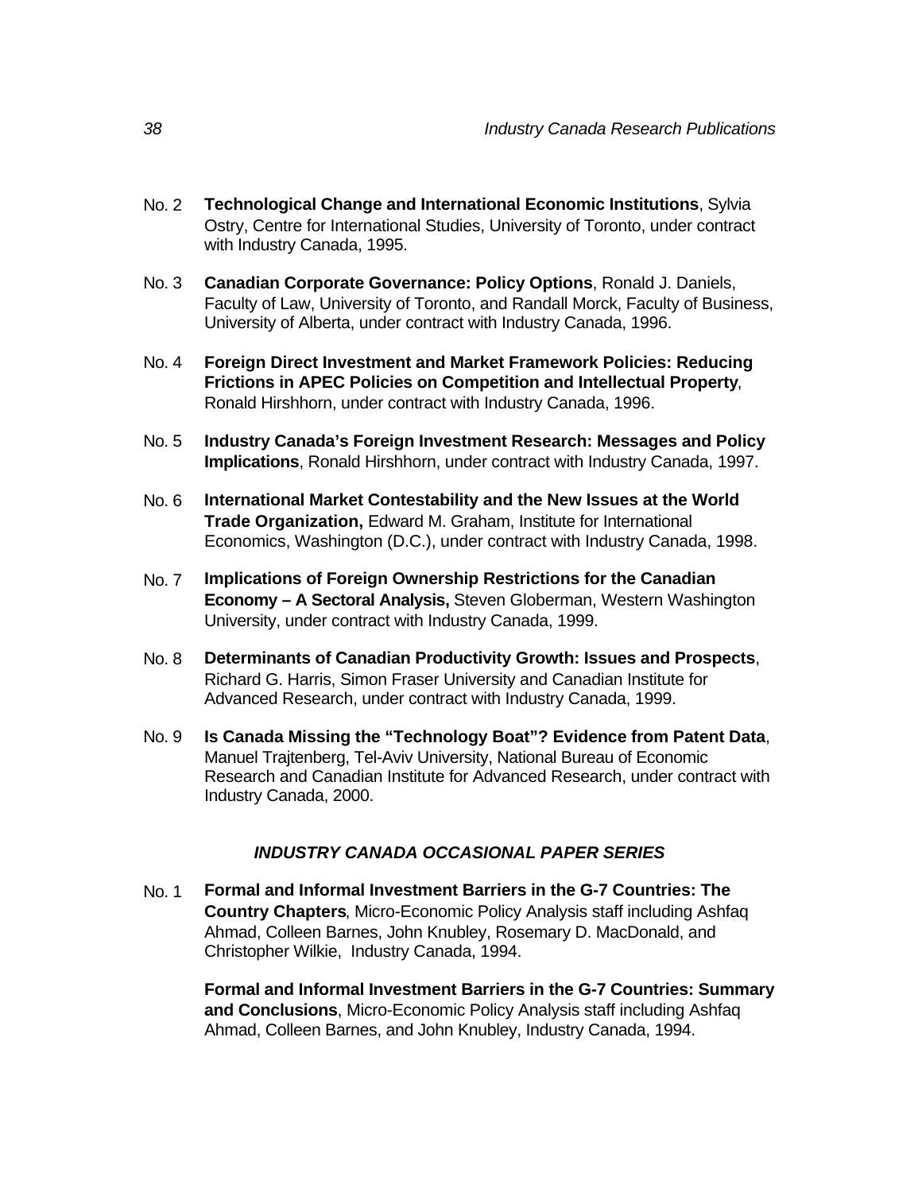No. 2 **Technological Change and International Economic Institutions**, Sylvia Ostry, Centre for International Studies, University of Toronto, under contract with Industry Canada, 1995.

No. 3 **Canadian Corporate Governance: Policy Options**, Ronald J. Daniels, Faculty of Law, University of Toronto, and Randall Morck, Faculty of Business, University of Alberta, under contract with Industry Canada, 1996.

No. 4 **Foreign Direct Investment and Market Framework Policies: Reducing Frictions in APEC Policies on Competition and Intellectual Property**, Ronald Hirshhorn, under contract with Industry Canada, 1996.

No. 5 **Industry Canada's Foreign Investment Research: Messages and Policy Implications**, Ronald Hirshhorn, under contract with Industry Canada, 1997.

No. 6 **International Market Contestability and the New Issues at the World Trade Organization,** Edward M. Graham, Institute for International Economics, Washington (D.C.), under contract with Industry Canada, 1998.

No. 7 **Implications of Foreign Ownership Restrictions for the Canadian Economy – A Sectoral Analysis,** Steven Globerman, Western Washington University, under contract with Industry Canada, 1999.

No. 8 **Determinants of Canadian Productivity Growth: Issues and Prospects**, Richard G. Harris, Simon Fraser University and Canadian Institute for Advanced Research, under contract with Industry Canada, 1999.

No. 9 **Is Canada Missing the "Technology Boat"? Evidence from Patent Data**, Manuel Trajtenberg, Tel-Aviv University, National Bureau of Economic Research and Canadian Institute for Advanced Research, under contract with Industry Canada, 2000.

## *INDUSTRY CANADA OCCASIONAL PAPER SERIES*

No. 1 **Formal and Informal Investment Barriers in the G-7 Countries: The Country Chapters**, Micro-Economic Policy Analysis staff including Ashfaq Ahmad, Colleen Barnes, John Knubley, Rosemary D. MacDonald, and Christopher Wilkie, Industry Canada, 1994.

**Formal and Informal Investment Barriers in the G-7 Countries: Summary and Conclusions**, Micro-Economic Policy Analysis staff including Ashfaq Ahmad, Colleen Barnes, and John Knubley, Industry Canada, 1994.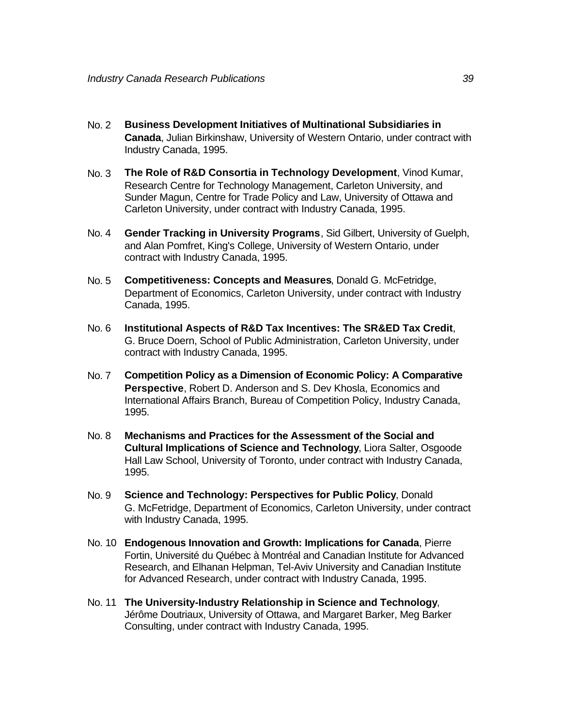No. 2 **Business Development Initiatives of Multinational Subsidiaries in Canada**, Julian Birkinshaw, University of Western Ontario, under contract with Industry Canada, 1995.

No. 3 **The Role of R&D Consortia in Technology Development**, Vinod Kumar, Research Centre for Technology Management, Carleton University, and Sunder Magun, Centre for Trade Policy and Law, University of Ottawa and Carleton University, under contract with Industry Canada, 1995.

No. 4 **Gender Tracking in University Programs**, Sid Gilbert, University of Guelph, and Alan Pomfret, King's College, University of Western Ontario, under contract with Industry Canada, 1995.

No. 5 **Competitiveness: Concepts and Measures**, Donald G. McFetridge, Department of Economics, Carleton University, under contract with Industry Canada, 1995.

No. 6 **Institutional Aspects of R&D Tax Incentives: The SR&ED Tax Credit**, G. Bruce Doern, School of Public Administration, Carleton University, under contract with Industry Canada, 1995.

No. 7 **Competition Policy as a Dimension of Economic Policy: A Comparative Perspective**, Robert D. Anderson and S. Dev Khosla, Economics and International Affairs Branch, Bureau of Competition Policy, Industry Canada, 1995.

No. 8 **Mechanisms and Practices for the Assessment of the Social and Cultural Implications of Science and Technology**, Liora Salter, Osgoode Hall Law School, University of Toronto, under contract with Industry Canada, 1995.

No. 9 **Science and Technology: Perspectives for Public Policy**, Donald G. McFetridge, Department of Economics, Carleton University, under contract with Industry Canada, 1995.

No. 10 **Endogenous Innovation and Growth: Implications for Canada**, Pierre Fortin, Université du Québec à Montréal and Canadian Institute for Advanced Research, and Elhanan Helpman, Tel-Aviv University and Canadian Institute for Advanced Research, under contract with Industry Canada, 1995.

No. 11 **The University-Industry Relationship in Science and Technology**, Jérôme Doutriaux, University of Ottawa, and Margaret Barker, Meg Barker Consulting, under contract with Industry Canada, 1995.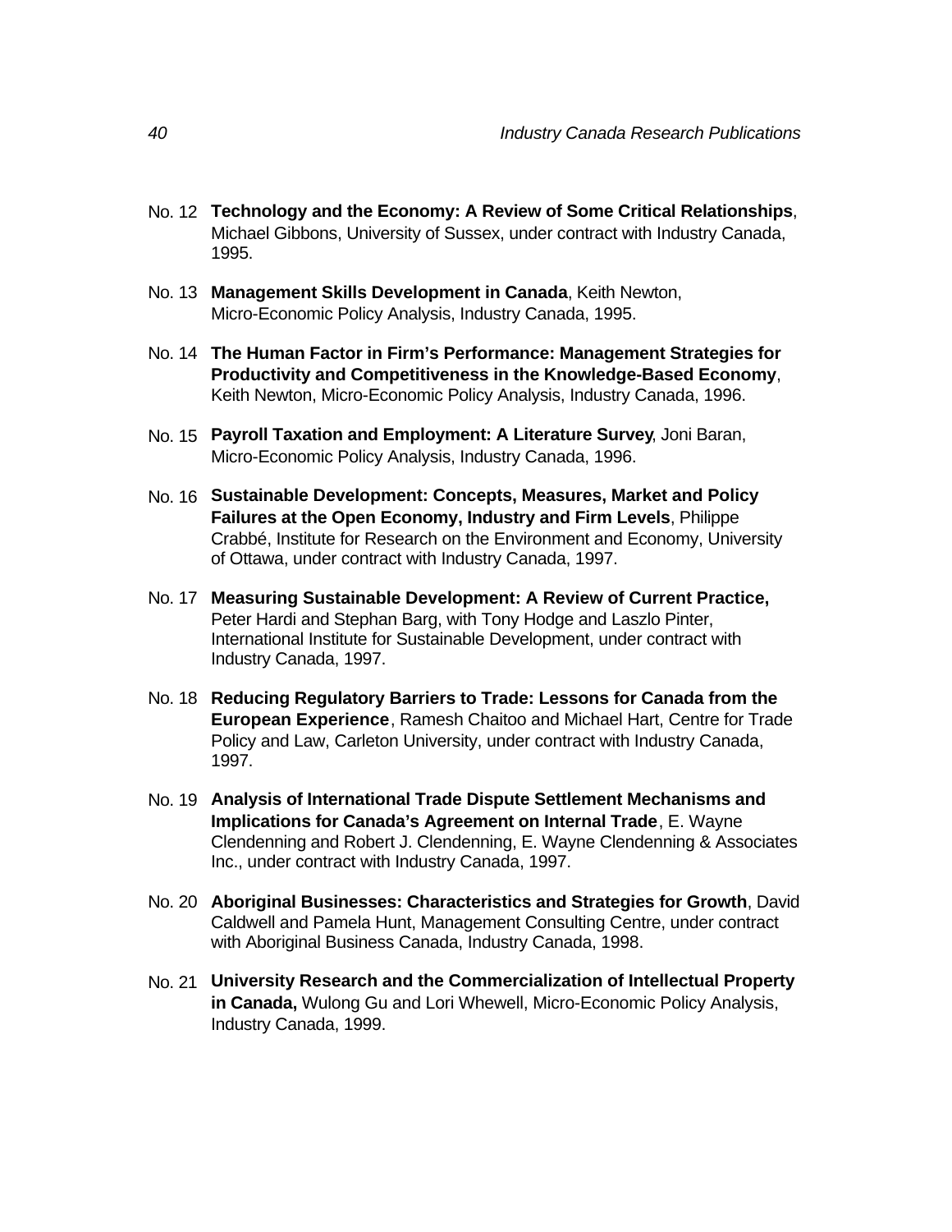No. 12 **Technology and the Economy: A Review of Some Critical Relationships**, Michael Gibbons, University of Sussex, under contract with Industry Canada, 1995.

No. 13 **Management Skills Development in Canada**, Keith Newton, Micro-Economic Policy Analysis, Industry Canada, 1995.

No. 14 **The Human Factor in Firm's Performance: Management Strategies for Productivity and Competitiveness in the Knowledge-Based Economy**, Keith Newton, Micro-Economic Policy Analysis, Industry Canada, 1996.

No. 15 **Payroll Taxation and Employment: A Literature Survey**, Joni Baran, Micro-Economic Policy Analysis, Industry Canada, 1996.

No. 16 **Sustainable Development: Concepts, Measures, Market and Policy Failures at the Open Economy, Industry and Firm Levels**, Philippe Crabbé, Institute for Research on the Environment and Economy, University of Ottawa, under contract with Industry Canada, 1997.

No. 17 **Measuring Sustainable Development: A Review of Current Practice,** Peter Hardi and Stephan Barg, with Tony Hodge and Laszlo Pinter, International Institute for Sustainable Development, under contract with Industry Canada, 1997.

No. 18 **Reducing Regulatory Barriers to Trade: Lessons for Canada from the European Experience**, Ramesh Chaitoo and Michael Hart, Centre for Trade Policy and Law, Carleton University, under contract with Industry Canada, 1997.

No. 19 **Analysis of International Trade Dispute Settlement Mechanisms and Implications for Canada's Agreement on Internal Trade**, E. Wayne Clendenning and Robert J. Clendenning, E. Wayne Clendenning & Associates Inc., under contract with Industry Canada, 1997.

No. 20 **Aboriginal Businesses: Characteristics and Strategies for Growth**, David Caldwell and Pamela Hunt, Management Consulting Centre, under contract with Aboriginal Business Canada, Industry Canada, 1998.

No. 21 **University Research and the Commercialization of Intellectual Property in Canada,** Wulong Gu and Lori Whewell, Micro-Economic Policy Analysis, Industry Canada, 1999.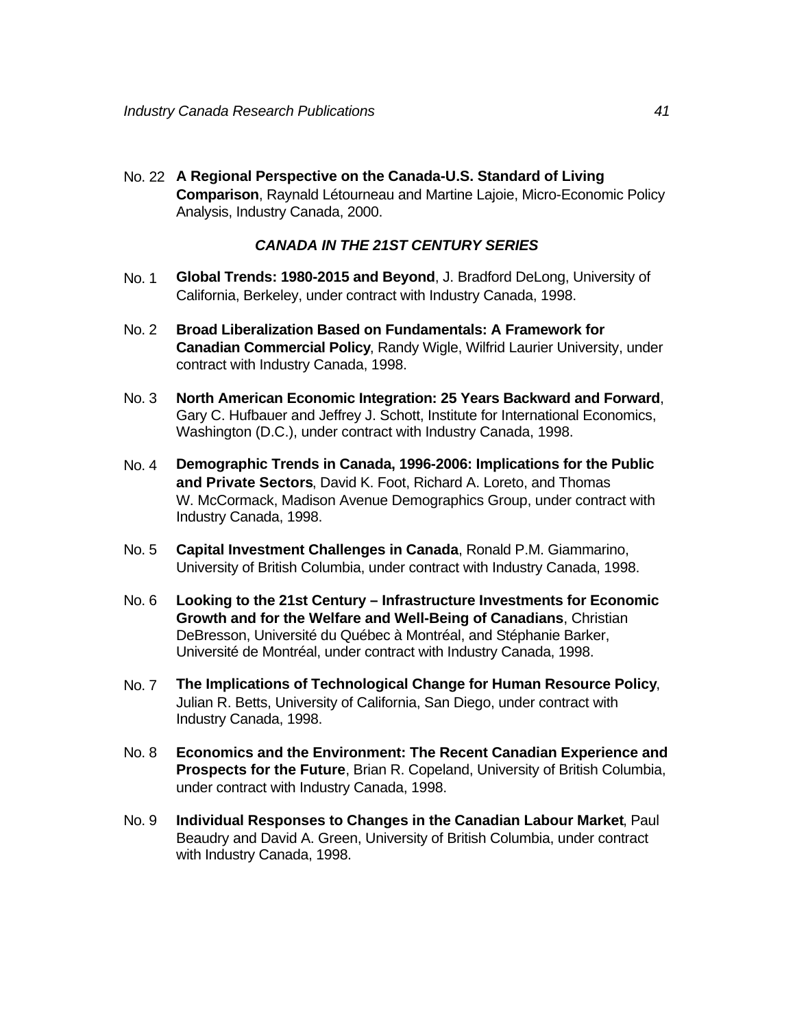No. 22 **A Regional Perspective on the Canada-U.S. Standard of Living Comparison**, Raynald Létourneau and Martine Lajoie, Micro-Economic Policy Analysis, Industry Canada, 2000.

### *CANADA IN THE 21ST CENTURY SERIES*

No. 1 **Global Trends: 1980-2015 and Beyond**, J. Bradford DeLong, University of California, Berkeley, under contract with Industry Canada, 1998.

No. 2 **Broad Liberalization Based on Fundamentals: A Framework for Canadian Commercial Policy**, Randy Wigle, Wilfrid Laurier University, under contract with Industry Canada, 1998.

No. 3 **North American Economic Integration: 25 Years Backward and Forward**, Gary C. Hufbauer and Jeffrey J. Schott, Institute for International Economics, Washington (D.C.), under contract with Industry Canada, 1998.

No. 4 **Demographic Trends in Canada, 1996-2006: Implications for the Public and Private Sectors**, David K. Foot, Richard A. Loreto, and Thomas W. McCormack, Madison Avenue Demographics Group, under contract with Industry Canada, 1998.

No. 5 **Capital Investment Challenges in Canada**, Ronald P.M. Giammarino, University of British Columbia, under contract with Industry Canada, 1998.

No. 6 **Looking to the 21st Century – Infrastructure Investments for Economic Growth and for the Welfare and Well-Being of Canadians**, Christian DeBresson, Université du Québec à Montréal, and Stéphanie Barker, Université de Montréal, under contract with Industry Canada, 1998.

No. 7 **The Implications of Technological Change for Human Resource Policy**, Julian R. Betts, University of California, San Diego, under contract with Industry Canada, 1998.

No. 8 **Economics and the Environment: The Recent Canadian Experience and Prospects for the Future**, Brian R. Copeland, University of British Columbia, under contract with Industry Canada, 1998.

No. 9 **Individual Responses to Changes in the Canadian Labour Market**, Paul Beaudry and David A. Green, University of British Columbia, under contract with Industry Canada, 1998.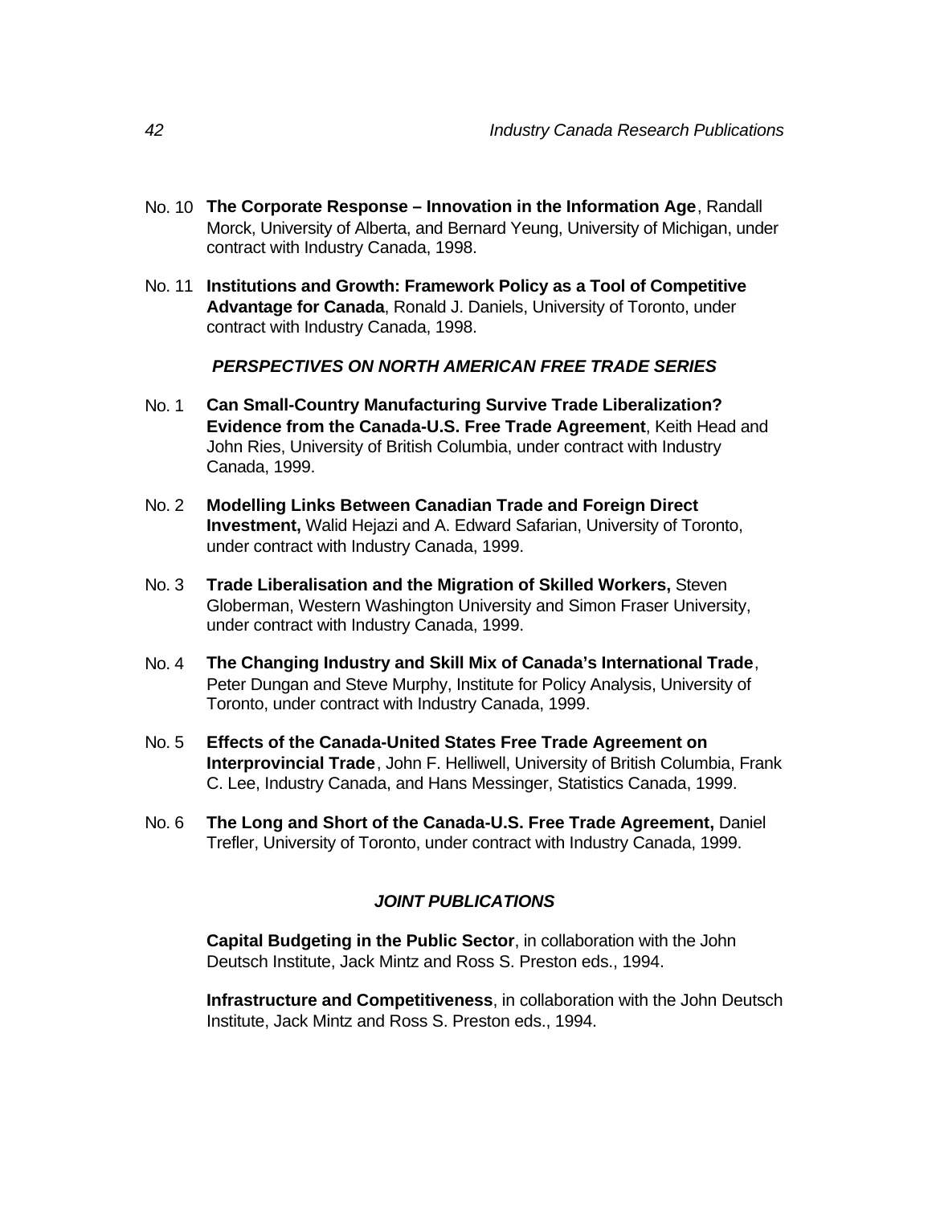No. 10 **The Corporate Response – Innovation in the Information Age**, Randall Morck, University of Alberta, and Bernard Yeung, University of Michigan, under contract with Industry Canada, 1998.

No. 11 **Institutions and Growth: Framework Policy as a Tool of Competitive Advantage for Canada**, Ronald J. Daniels, University of Toronto, under contract with Industry Canada, 1998.

### *PERSPECTIVES ON NORTH AMERICAN FREE TRADE SERIES*

No. 1 **Can Small-Country Manufacturing Survive Trade Liberalization? Evidence from the Canada-U.S. Free Trade Agreement**, Keith Head and John Ries, University of British Columbia, under contract with Industry Canada, 1999.

No. 2 **Modelling Links Between Canadian Trade and Foreign Direct Investment,** Walid Hejazi and A. Edward Safarian, University of Toronto, under contract with Industry Canada, 1999.

No. 3 **Trade Liberalisation and the Migration of Skilled Workers,** Steven Globerman, Western Washington University and Simon Fraser University, under contract with Industry Canada, 1999.

No. 4 **The Changing Industry and Skill Mix of Canada's International Trade**, Peter Dungan and Steve Murphy, Institute for Policy Analysis, University of Toronto, under contract with Industry Canada, 1999.

No. 5 **Effects of the Canada-United States Free Trade Agreement on Interprovincial Trade**, John F. Helliwell, University of British Columbia, Frank C. Lee, Industry Canada, and Hans Messinger, Statistics Canada, 1999.

No. 6 **The Long and Short of the Canada-U.S. Free Trade Agreement,** Daniel Trefler, University of Toronto, under contract with Industry Canada, 1999.

### *JOINT PUBLICATIONS*

**Capital Budgeting in the Public Sector**, in collaboration with the John Deutsch Institute, Jack Mintz and Ross S. Preston eds., 1994.

**Infrastructure and Competitiveness**, in collaboration with the John Deutsch Institute, Jack Mintz and Ross S. Preston eds., 1994.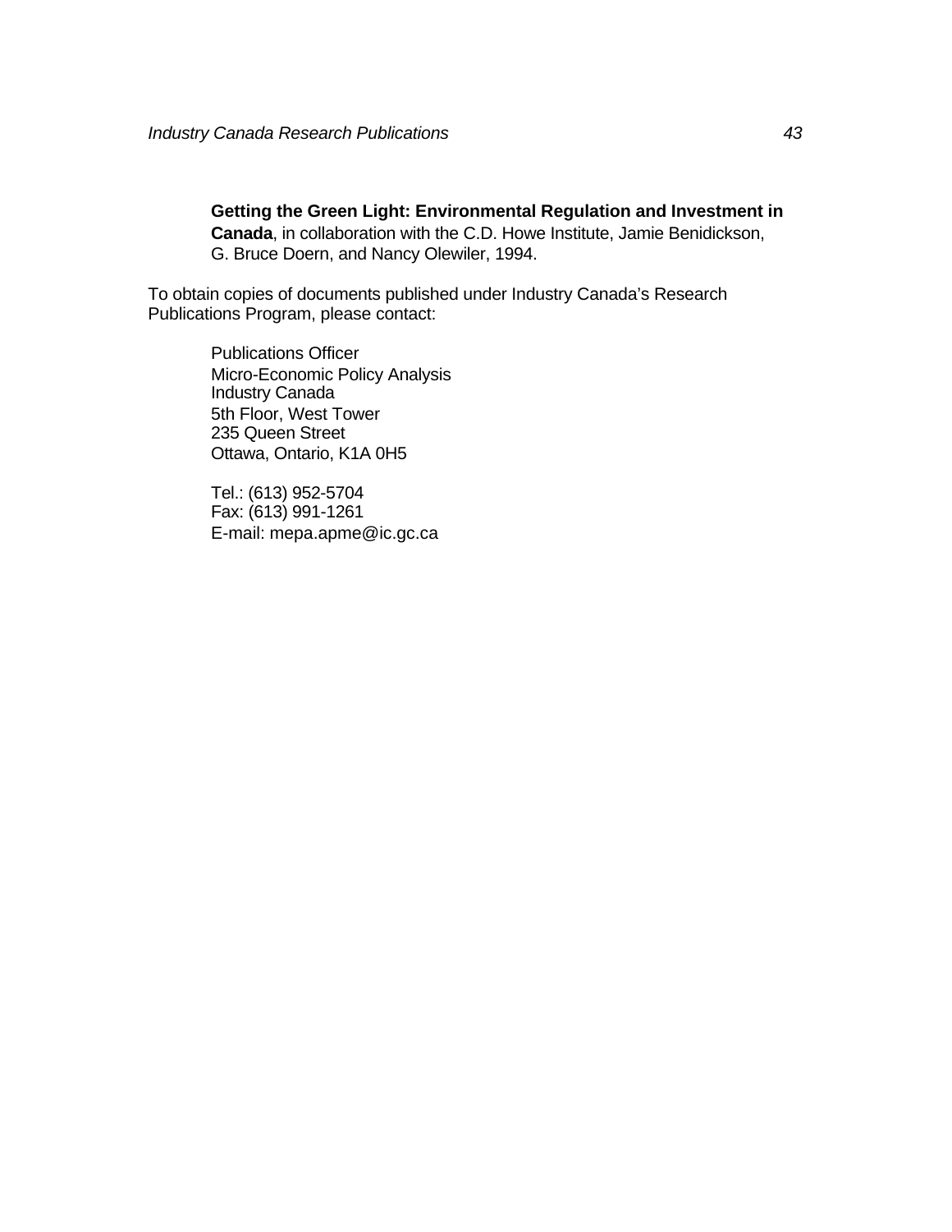**Getting the Green Light: Environmental Regulation and Investment in Canada**, in collaboration with the C.D. Howe Institute, Jamie Benidickson, G. Bruce Doern, and Nancy Olewiler, 1994.

To obtain copies of documents published under Industry Canada's Research Publications Program, please contact:

Publications Officer
Micro-Economic Policy Analysis
Industry Canada
5th Floor, West Tower
235 Queen Street
Ottawa, Ontario, K1A 0H5

Tel.: (613) 952-5704
Fax: (613) 991-1261
E-mail: mepa.apme@ic.gc.ca